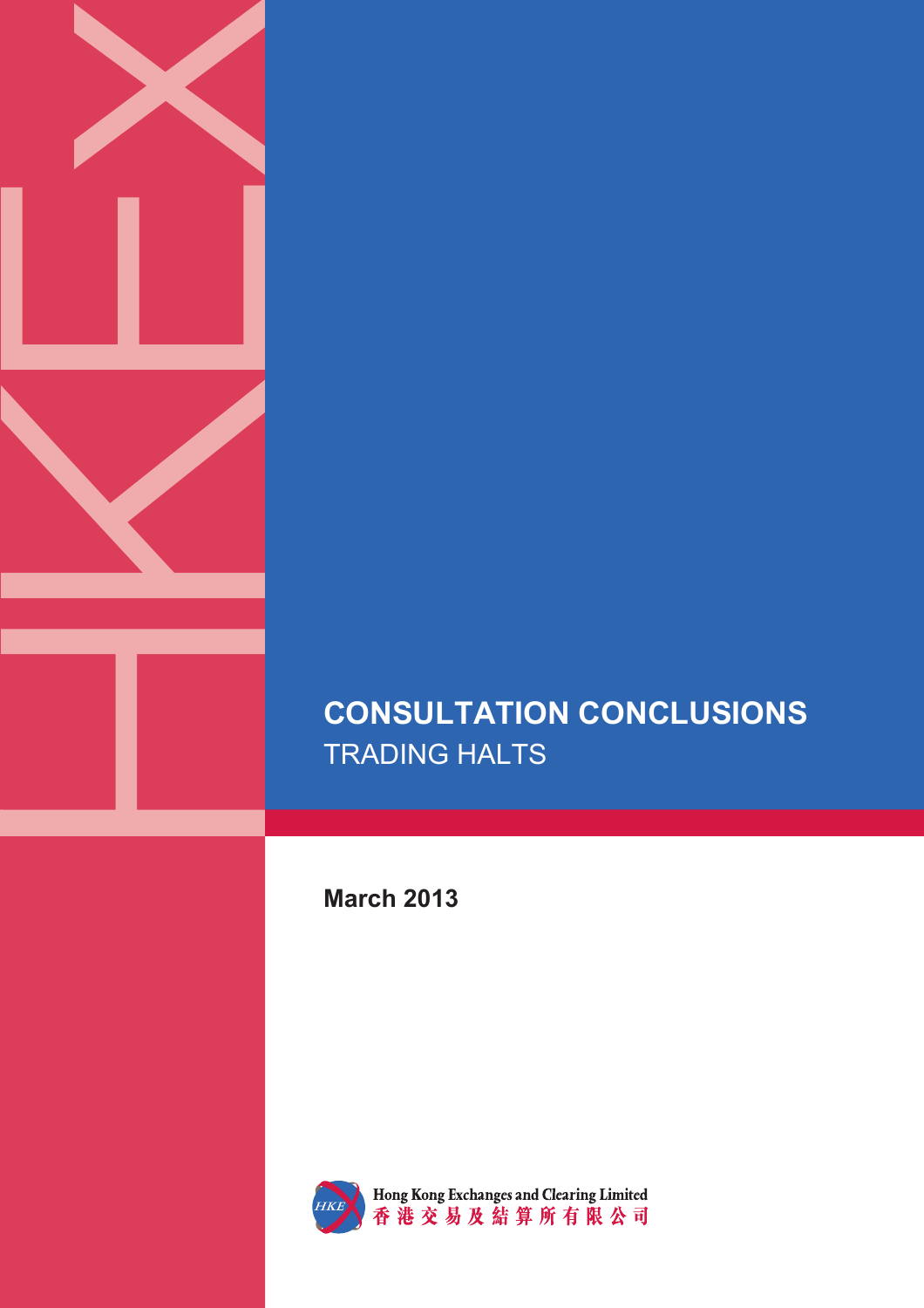# CONSULTATION CONCLUSIONS

## TRADING HALTS

**March 2013**

Hong Kong Exchanges and Clearing Limited

香港交易及結算所有限公司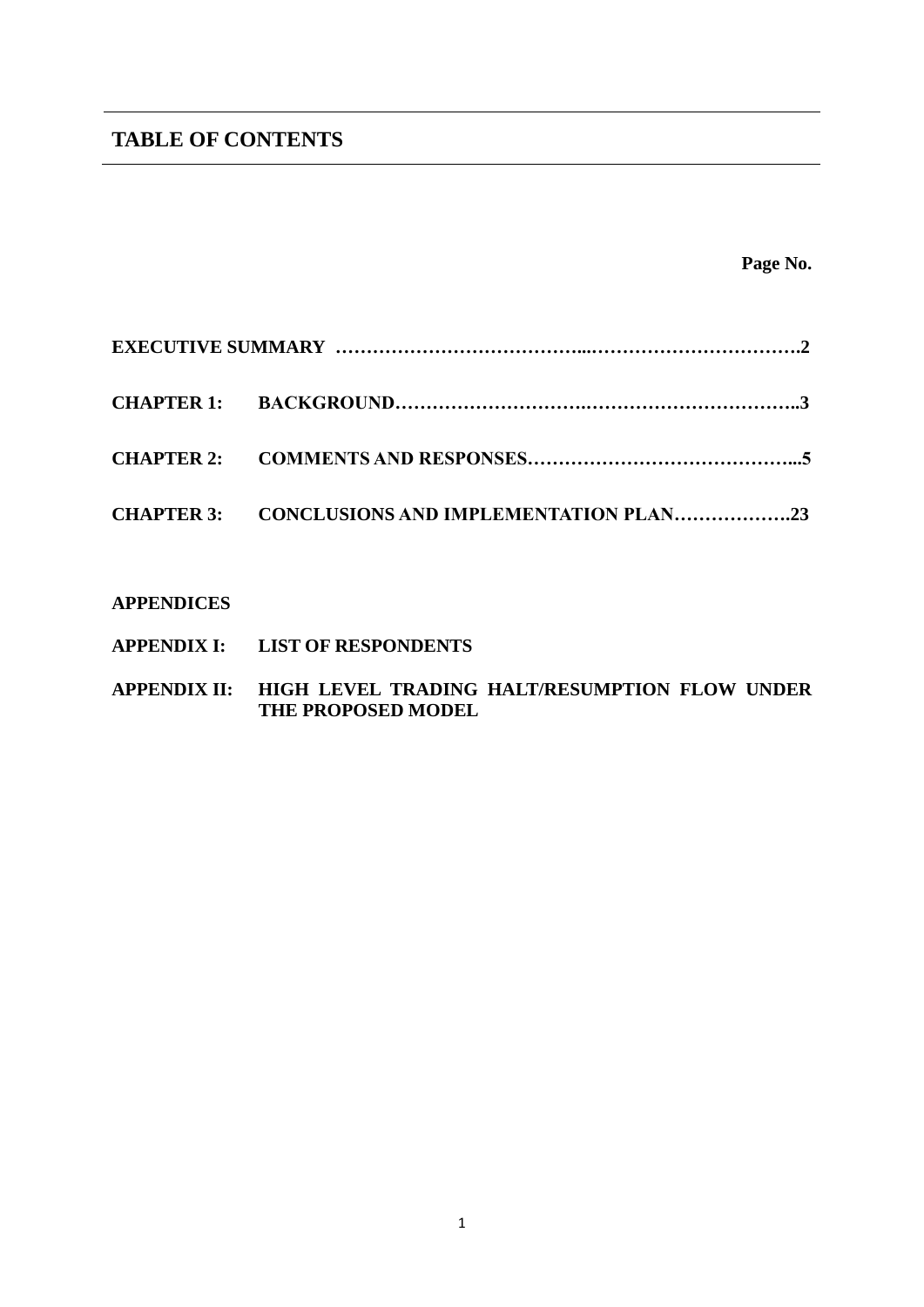## TABLE OF CONTENTS

| | | Page No. |
|---|---|---|
| **EXECUTIVE SUMMARY** | | **2** |
| **CHAPTER 1:** | **BACKGROUND** | **3** |
| **CHAPTER 2:** | **COMMENTS AND RESPONSES** | **5** |
| **CHAPTER 3:** | **CONCLUSIONS AND IMPLEMENTATION PLAN** | **23** |

**APPENDICES**

**APPENDIX I:** **LIST OF RESPONDENTS**

**APPENDIX II:** **HIGH LEVEL TRADING HALT/RESUMPTION FLOW UNDER THE PROPOSED MODEL**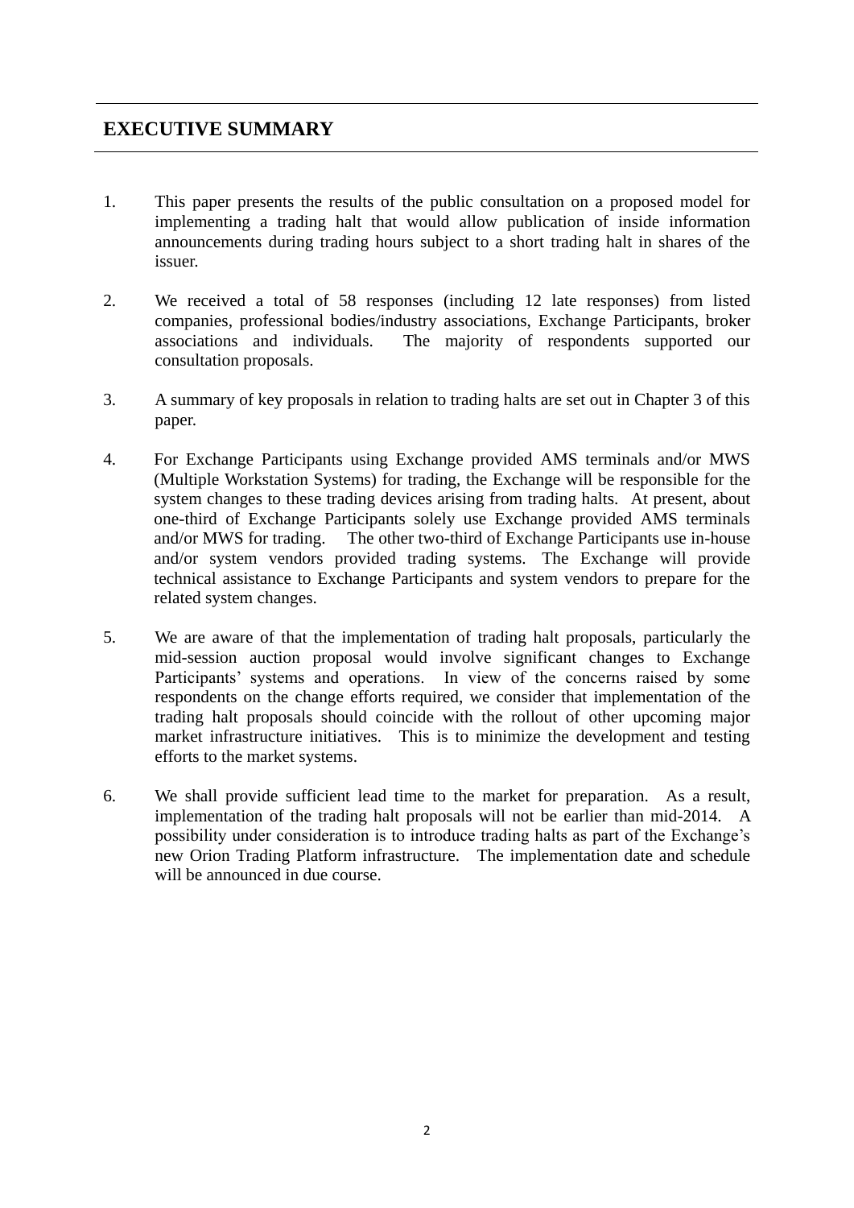# EXECUTIVE SUMMARY

1. This paper presents the results of the public consultation on a proposed model for implementing a trading halt that would allow publication of inside information announcements during trading hours subject to a short trading halt in shares of the issuer.

2. We received a total of 58 responses (including 12 late responses) from listed companies, professional bodies/industry associations, Exchange Participants, broker associations and individuals. The majority of respondents supported our consultation proposals.

3. A summary of key proposals in relation to trading halts are set out in Chapter 3 of this paper.

4. For Exchange Participants using Exchange provided AMS terminals and/or MWS (Multiple Workstation Systems) for trading, the Exchange will be responsible for the system changes to these trading devices arising from trading halts. At present, about one-third of Exchange Participants solely use Exchange provided AMS terminals and/or MWS for trading. The other two-third of Exchange Participants use in-house and/or system vendors provided trading systems. The Exchange will provide technical assistance to Exchange Participants and system vendors to prepare for the related system changes.

5. We are aware of that the implementation of trading halt proposals, particularly the mid-session auction proposal would involve significant changes to Exchange Participants' systems and operations. In view of the concerns raised by some respondents on the change efforts required, we consider that implementation of the trading halt proposals should coincide with the rollout of other upcoming major market infrastructure initiatives. This is to minimize the development and testing efforts to the market systems.

6. We shall provide sufficient lead time to the market for preparation. As a result, implementation of the trading halt proposals will not be earlier than mid-2014. A possibility under consideration is to introduce trading halts as part of the Exchange's new Orion Trading Platform infrastructure. The implementation date and schedule will be announced in due course.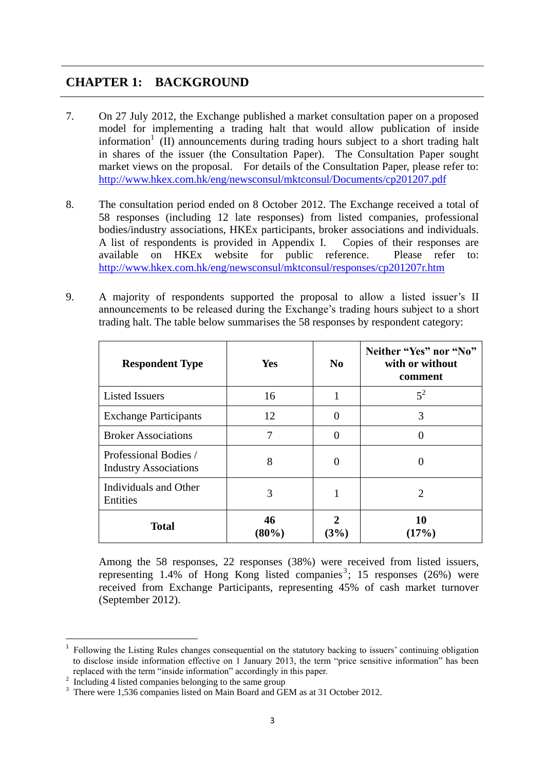## CHAPTER 1: BACKGROUND

7. On 27 July 2012, the Exchange published a market consultation paper on a proposed model for implementing a trading halt that would allow publication of inside information[1] (II) announcements during trading hours subject to a short trading halt in shares of the issuer (the Consultation Paper). The Consultation Paper sought market views on the proposal. For details of the Consultation Paper, please refer to: http://www.hkex.com.hk/eng/newsconsul/mktconsul/Documents/cp201207.pdf

8. The consultation period ended on 8 October 2012. The Exchange received a total of 58 responses (including 12 late responses) from listed companies, professional bodies/industry associations, HKEx participants, broker associations and individuals. A list of respondents is provided in Appendix I. Copies of their responses are available on HKEx website for public reference. Please refer to: http://www.hkex.com.hk/eng/newsconsul/mktconsul/responses/cp201207r.htm

9. A majority of respondents supported the proposal to allow a listed issuer's II announcements to be released during the Exchange's trading hours subject to a short trading halt. The table below summarises the 58 responses by respondent category:

| Respondent Type | Yes | No | Neither "Yes" nor "No" with or without comment |
|---|---|---|---|
| Listed Issuers | 16 | 1 | 5[2] |
| Exchange Participants | 12 | 0 | 3 |
| Broker Associations | 7 | 0 | 0 |
| Professional Bodies / Industry Associations | 8 | 0 | 0 |
| Individuals and Other Entities | 3 | 1 | 2 |
| **Total** | **46 (80%)** | **2 (3%)** | **10 (17%)** |

Among the 58 responses, 22 responses (38%) were received from listed issuers, representing 1.4% of Hong Kong listed companies[3]; 15 responses (26%) were received from Exchange Participants, representing 45% of cash market turnover (September 2012).

---

[1] Following the Listing Rules changes consequential on the statutory backing to issuers' continuing obligation to disclose inside information effective on 1 January 2013, the term "price sensitive information" has been replaced with the term "inside information" accordingly in this paper.

[2] Including 4 listed companies belonging to the same group

[3] There were 1,536 companies listed on Main Board and GEM as at 31 October 2012.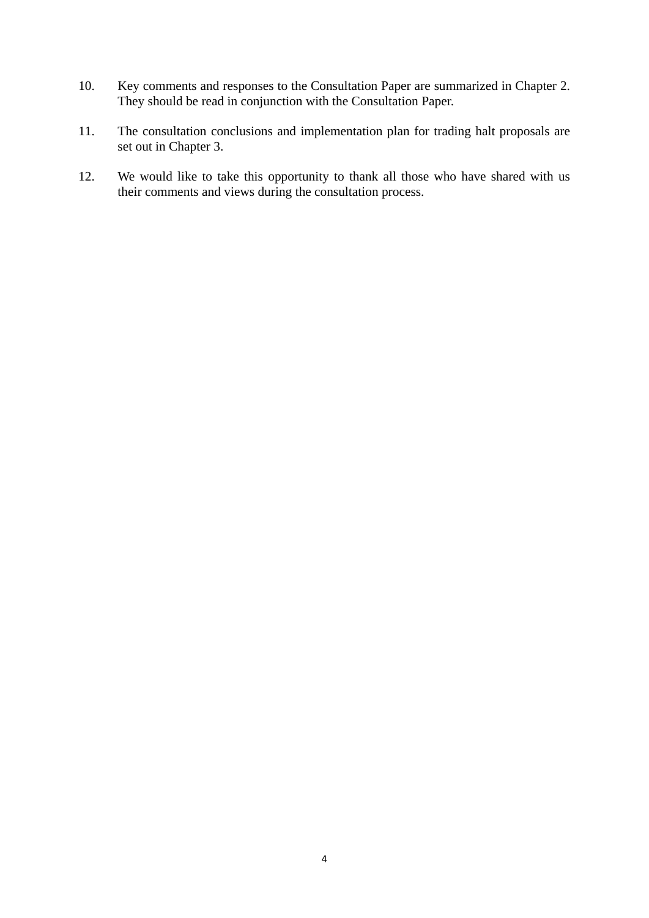10. Key comments and responses to the Consultation Paper are summarized in Chapter 2. They should be read in conjunction with the Consultation Paper.

11. The consultation conclusions and implementation plan for trading halt proposals are set out in Chapter 3.

12. We would like to take this opportunity to thank all those who have shared with us their comments and views during the consultation process.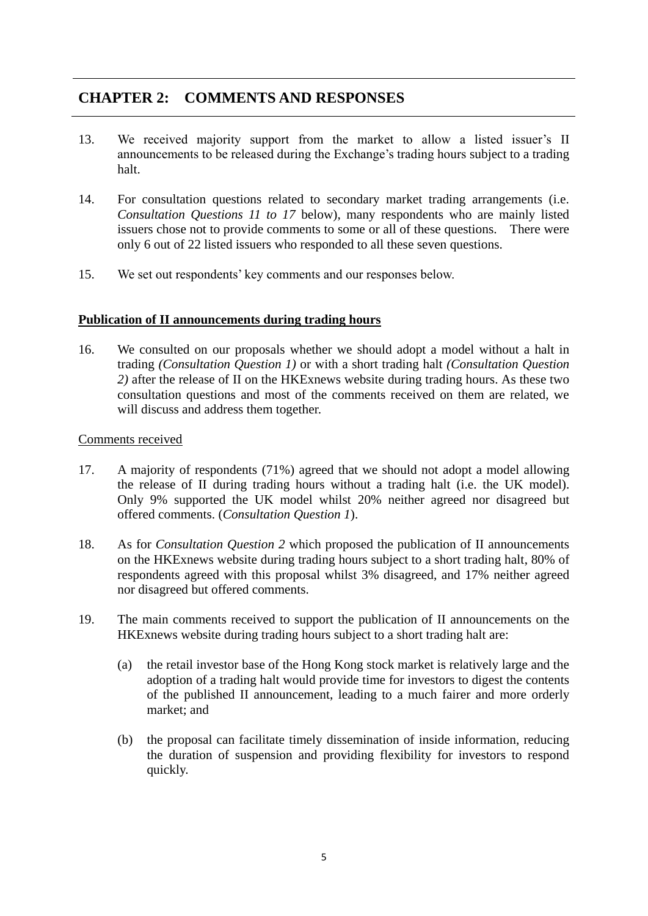## CHAPTER 2: COMMENTS AND RESPONSES

13. We received majority support from the market to allow a listed issuer's II announcements to be released during the Exchange's trading hours subject to a trading halt.

14. For consultation questions related to secondary market trading arrangements (i.e. *Consultation Questions 11 to 17* below), many respondents who are mainly listed issuers chose not to provide comments to some or all of these questions. There were only 6 out of 22 listed issuers who responded to all these seven questions.

15. We set out respondents' key comments and our responses below.

**<u>Publication of II announcements during trading hours</u>**

16. We consulted on our proposals whether we should adopt a model without a halt in trading *(Consultation Question 1)* or with a short trading halt *(Consultation Question 2)* after the release of II on the HKExnews website during trading hours. As these two consultation questions and most of the comments received on them are related, we will discuss and address them together.

<u>Comments received</u>

17. A majority of respondents (71%) agreed that we should not adopt a model allowing the release of II during trading hours without a trading halt (i.e. the UK model). Only 9% supported the UK model whilst 20% neither agreed nor disagreed but offered comments. (*Consultation Question 1*).

18. As for *Consultation Question 2* which proposed the publication of II announcements on the HKExnews website during trading hours subject to a short trading halt, 80% of respondents agreed with this proposal whilst 3% disagreed, and 17% neither agreed nor disagreed but offered comments.

19. The main comments received to support the publication of II announcements on the HKExnews website during trading hours subject to a short trading halt are:

    (a) the retail investor base of the Hong Kong stock market is relatively large and the adoption of a trading halt would provide time for investors to digest the contents of the published II announcement, leading to a much fairer and more orderly market; and

    (b) the proposal can facilitate timely dissemination of inside information, reducing the duration of suspension and providing flexibility for investors to respond quickly.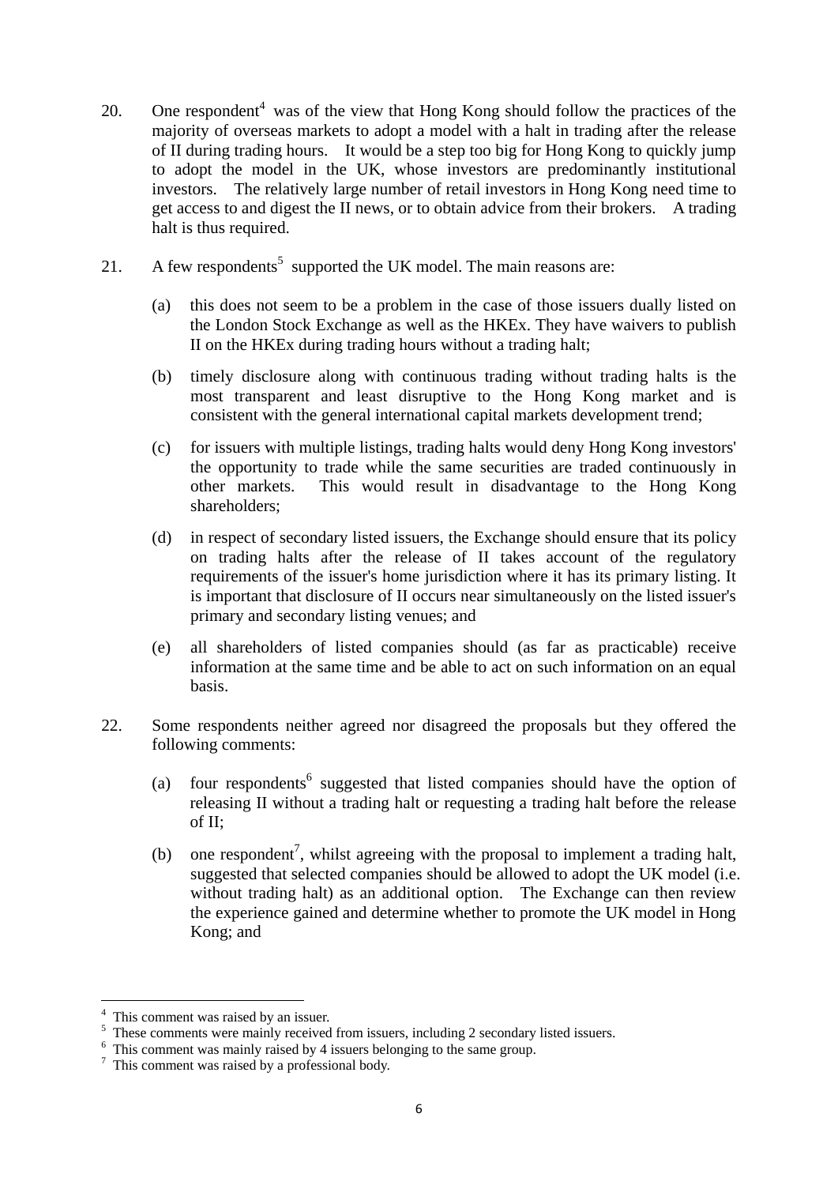20. One respondent[4] was of the view that Hong Kong should follow the practices of the majority of overseas markets to adopt a model with a halt in trading after the release of II during trading hours. It would be a step too big for Hong Kong to quickly jump to adopt the model in the UK, whose investors are predominantly institutional investors. The relatively large number of retail investors in Hong Kong need time to get access to and digest the II news, or to obtain advice from their brokers. A trading halt is thus required.

21. A few respondents[5] supported the UK model. The main reasons are:

    (a) this does not seem to be a problem in the case of those issuers dually listed on the London Stock Exchange as well as the HKEx. They have waivers to publish II on the HKEx during trading hours without a trading halt;

    (b) timely disclosure along with continuous trading without trading halts is the most transparent and least disruptive to the Hong Kong market and is consistent with the general international capital markets development trend;

    (c) for issuers with multiple listings, trading halts would deny Hong Kong investors' the opportunity to trade while the same securities are traded continuously in other markets. This would result in disadvantage to the Hong Kong shareholders;

    (d) in respect of secondary listed issuers, the Exchange should ensure that its policy on trading halts after the release of II takes account of the regulatory requirements of the issuer's home jurisdiction where it has its primary listing. It is important that disclosure of II occurs near simultaneously on the listed issuer's primary and secondary listing venues; and

    (e) all shareholders of listed companies should (as far as practicable) receive information at the same time and be able to act on such information on an equal basis.

22. Some respondents neither agreed nor disagreed the proposals but they offered the following comments:

    (a) four respondents[6] suggested that listed companies should have the option of releasing II without a trading halt or requesting a trading halt before the release of II;

    (b) one respondent[7], whilst agreeing with the proposal to implement a trading halt, suggested that selected companies should be allowed to adopt the UK model (i.e. without trading halt) as an additional option. The Exchange can then review the experience gained and determine whether to promote the UK model in Hong Kong; and

---

[4] This comment was raised by an issuer.

[5] These comments were mainly received from issuers, including 2 secondary listed issuers.

[6] This comment was mainly raised by 4 issuers belonging to the same group.

[7] This comment was raised by a professional body.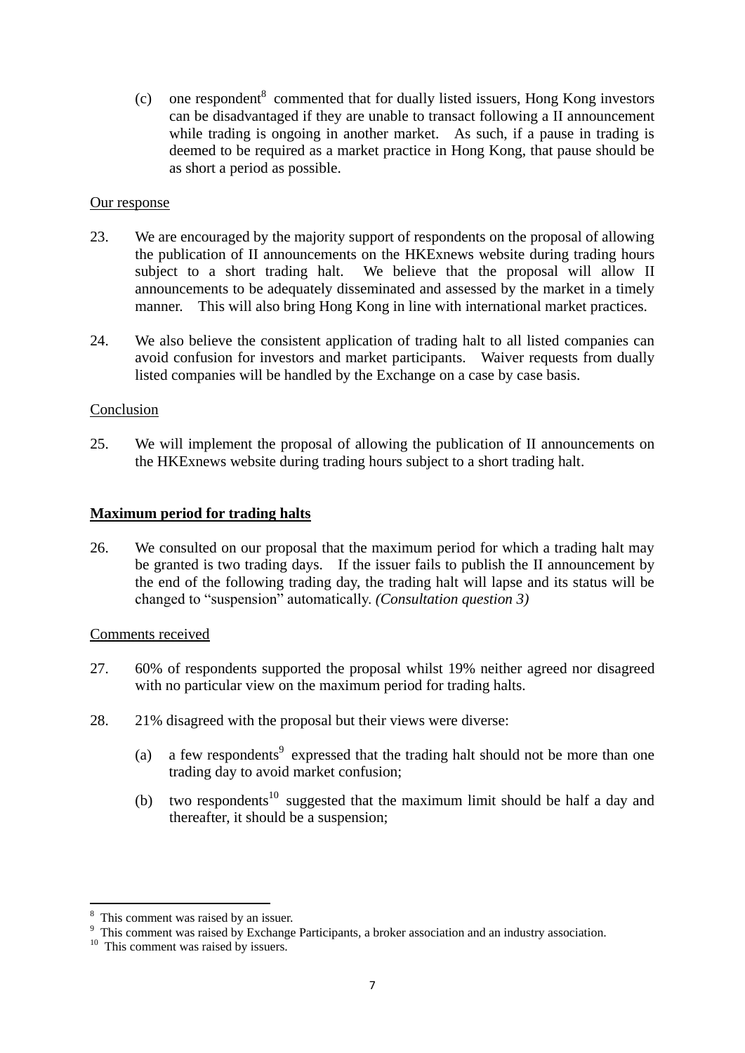(c) one respondent[8] commented that for dually listed issuers, Hong Kong investors can be disadvantaged if they are unable to transact following a II announcement while trading is ongoing in another market. As such, if a pause in trading is deemed to be required as a market practice in Hong Kong, that pause should be as short a period as possible.

Our response

23. We are encouraged by the majority support of respondents on the proposal of allowing the publication of II announcements on the HKExnews website during trading hours subject to a short trading halt. We believe that the proposal will allow II announcements to be adequately disseminated and assessed by the market in a timely manner. This will also bring Hong Kong in line with international market practices.

24. We also believe the consistent application of trading halt to all listed companies can avoid confusion for investors and market participants. Waiver requests from dually listed companies will be handled by the Exchange on a case by case basis.

Conclusion

25. We will implement the proposal of allowing the publication of II announcements on the HKExnews website during trading hours subject to a short trading halt.

**Maximum period for trading halts**

26. We consulted on our proposal that the maximum period for which a trading halt may be granted is two trading days. If the issuer fails to publish the II announcement by the end of the following trading day, the trading halt will lapse and its status will be changed to "suspension" automatically. *(Consultation question 3)*

Comments received

27. 60% of respondents supported the proposal whilst 19% neither agreed nor disagreed with no particular view on the maximum period for trading halts.

28. 21% disagreed with the proposal but their views were diverse:

(a) a few respondents[9] expressed that the trading halt should not be more than one trading day to avoid market confusion;

(b) two respondents[10] suggested that the maximum limit should be half a day and thereafter, it should be a suspension;

---

[8] This comment was raised by an issuer.

[9] This comment was raised by Exchange Participants, a broker association and an industry association.

[10] This comment was raised by issuers.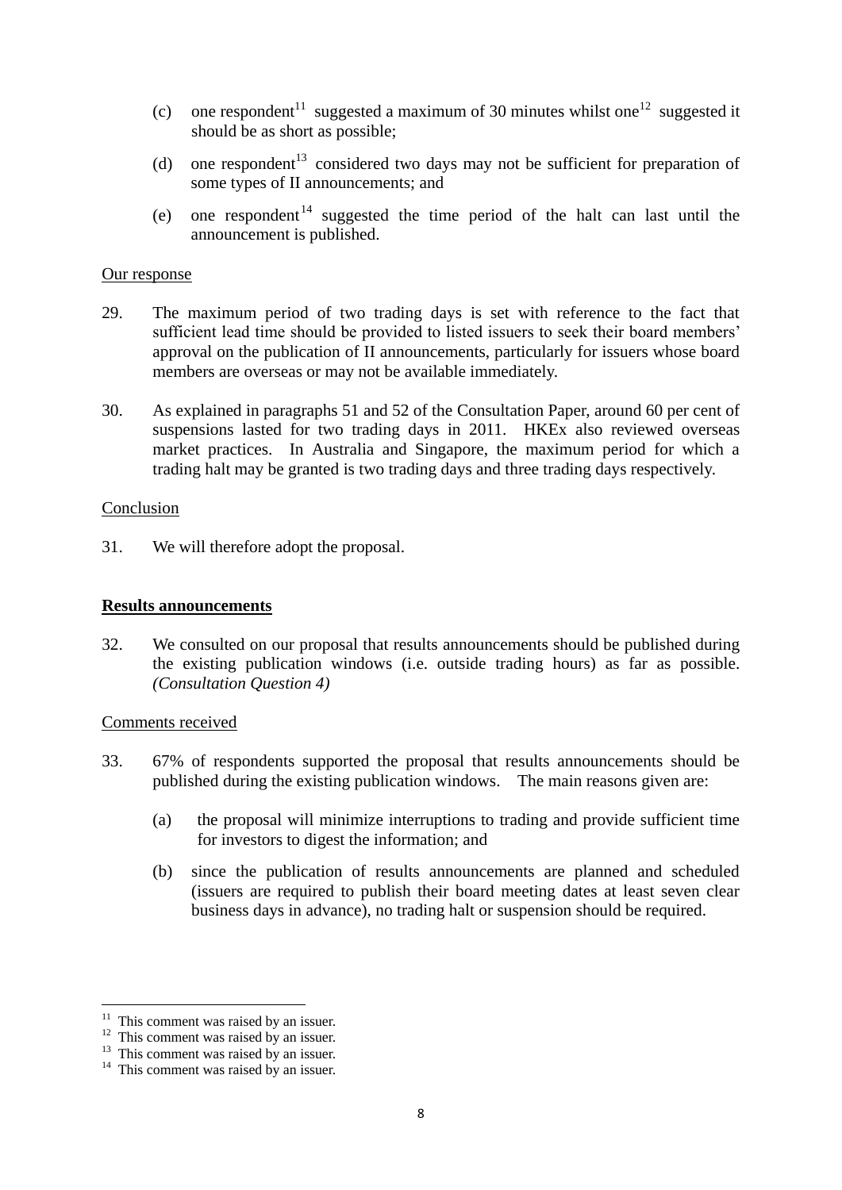(c) one respondent[11] suggested a maximum of 30 minutes whilst one[12] suggested it should be as short as possible;

(d) one respondent[13] considered two days may not be sufficient for preparation of some types of II announcements; and

(e) one respondent[14] suggested the time period of the halt can last until the announcement is published.

Our response

29. The maximum period of two trading days is set with reference to the fact that sufficient lead time should be provided to listed issuers to seek their board members' approval on the publication of II announcements, particularly for issuers whose board members are overseas or may not be available immediately.

30. As explained in paragraphs 51 and 52 of the Consultation Paper, around 60 per cent of suspensions lasted for two trading days in 2011. HKEx also reviewed overseas market practices. In Australia and Singapore, the maximum period for which a trading halt may be granted is two trading days and three trading days respectively.

Conclusion

31. We will therefore adopt the proposal.

**Results announcements**

32. We consulted on our proposal that results announcements should be published during the existing publication windows (i.e. outside trading hours) as far as possible. *(Consultation Question 4)*

Comments received

33. 67% of respondents supported the proposal that results announcements should be published during the existing publication windows. The main reasons given are:

(a) the proposal will minimize interruptions to trading and provide sufficient time for investors to digest the information; and

(b) since the publication of results announcements are planned and scheduled (issuers are required to publish their board meeting dates at least seven clear business days in advance), no trading halt or suspension should be required.

[11] This comment was raised by an issuer.
[12] This comment was raised by an issuer.
[13] This comment was raised by an issuer.
[14] This comment was raised by an issuer.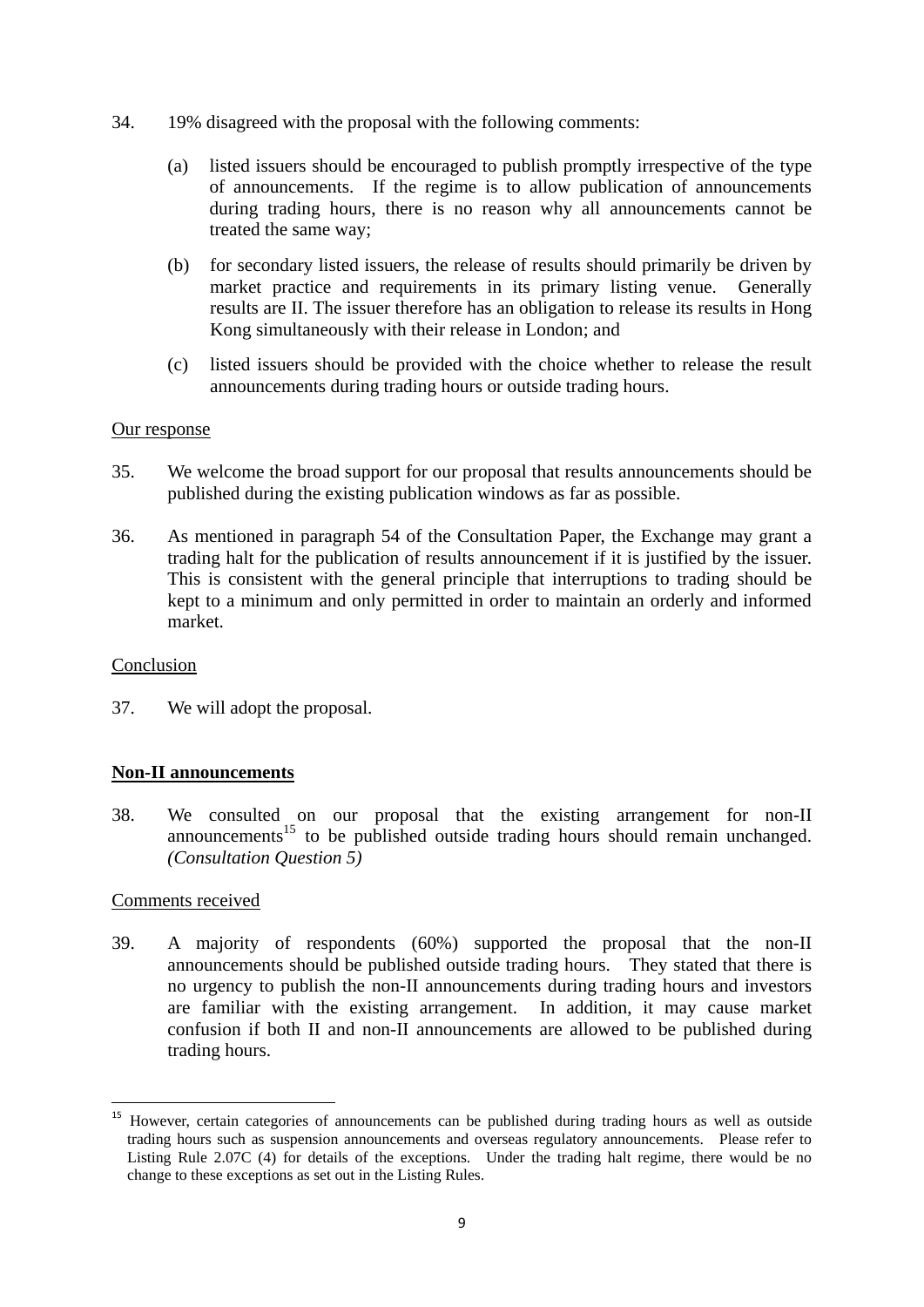34. 19% disagreed with the proposal with the following comments:

    (a) listed issuers should be encouraged to publish promptly irrespective of the type of announcements. If the regime is to allow publication of announcements during trading hours, there is no reason why all announcements cannot be treated the same way;

    (b) for secondary listed issuers, the release of results should primarily be driven by market practice and requirements in its primary listing venue. Generally results are II. The issuer therefore has an obligation to release its results in Hong Kong simultaneously with their release in London; and

    (c) listed issuers should be provided with the choice whether to release the result announcements during trading hours or outside trading hours.

<u>Our response</u>

35. We welcome the broad support for our proposal that results announcements should be published during the existing publication windows as far as possible.

36. As mentioned in paragraph 54 of the Consultation Paper, the Exchange may grant a trading halt for the publication of results announcement if it is justified by the issuer. This is consistent with the general principle that interruptions to trading should be kept to a minimum and only permitted in order to maintain an orderly and informed market.

<u>Conclusion</u>

37. We will adopt the proposal.

**<u>Non-II announcements</u>**

38. We consulted on our proposal that the existing arrangement for non-II announcements[15] to be published outside trading hours should remain unchanged. *(Consultation Question 5)*

<u>Comments received</u>

39. A majority of respondents (60%) supported the proposal that the non-II announcements should be published outside trading hours. They stated that there is no urgency to publish the non-II announcements during trading hours and investors are familiar with the existing arrangement. In addition, it may cause market confusion if both II and non-II announcements are allowed to be published during trading hours.

---

[15] However, certain categories of announcements can be published during trading hours as well as outside trading hours such as suspension announcements and overseas regulatory announcements. Please refer to Listing Rule 2.07C (4) for details of the exceptions. Under the trading halt regime, there would be no change to these exceptions as set out in the Listing Rules.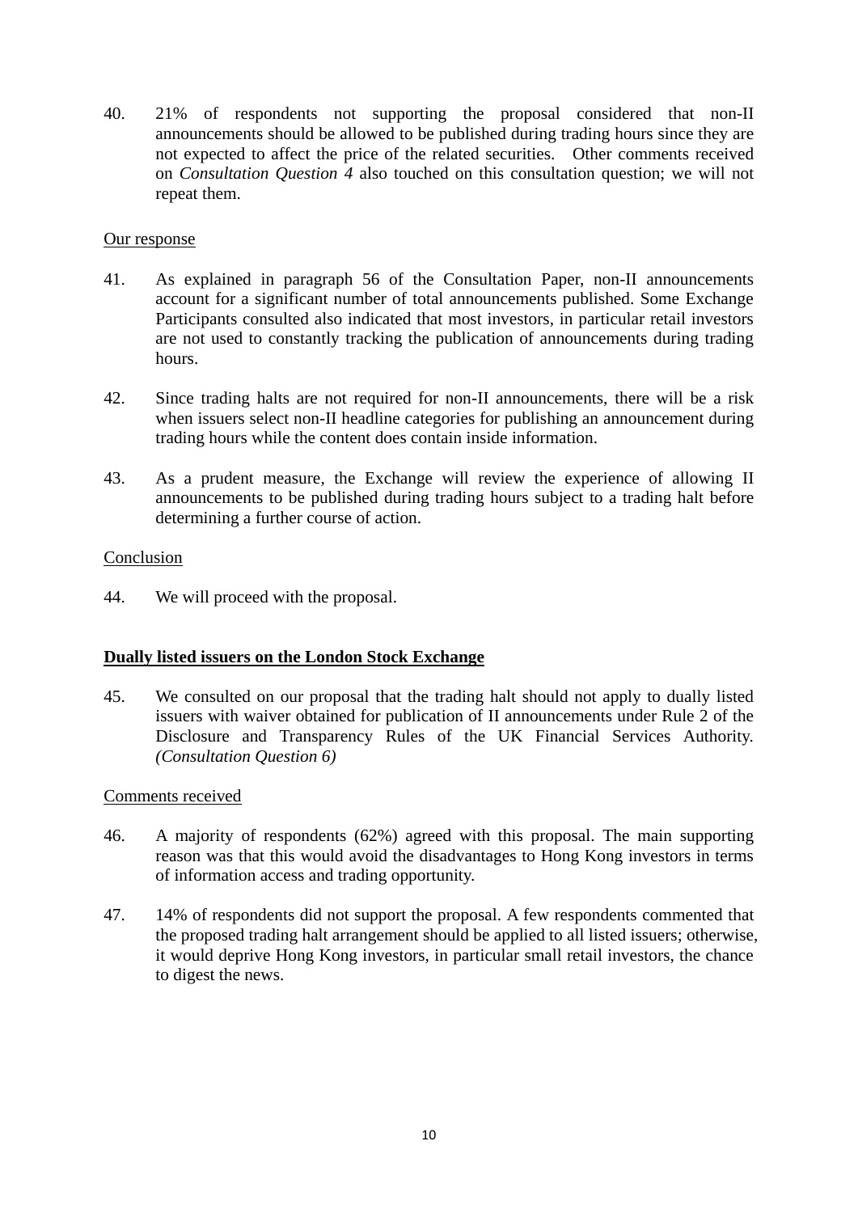40. 21% of respondents not supporting the proposal considered that non-II announcements should be allowed to be published during trading hours since they are not expected to affect the price of the related securities. Other comments received on *Consultation Question 4* also touched on this consultation question; we will not repeat them.

Our response

41. As explained in paragraph 56 of the Consultation Paper, non-II announcements account for a significant number of total announcements published. Some Exchange Participants consulted also indicated that most investors, in particular retail investors are not used to constantly tracking the publication of announcements during trading hours.

42. Since trading halts are not required for non-II announcements, there will be a risk when issuers select non-II headline categories for publishing an announcement during trading hours while the content does contain inside information.

43. As a prudent measure, the Exchange will review the experience of allowing II announcements to be published during trading hours subject to a trading halt before determining a further course of action.

Conclusion

44. We will proceed with the proposal.

**Dually listed issuers on the London Stock Exchange**

45. We consulted on our proposal that the trading halt should not apply to dually listed issuers with waiver obtained for publication of II announcements under Rule 2 of the Disclosure and Transparency Rules of the UK Financial Services Authority. *(Consultation Question 6)*

Comments received

46. A majority of respondents (62%) agreed with this proposal. The main supporting reason was that this would avoid the disadvantages to Hong Kong investors in terms of information access and trading opportunity.

47. 14% of respondents did not support the proposal. A few respondents commented that the proposed trading halt arrangement should be applied to all listed issuers; otherwise, it would deprive Hong Kong investors, in particular small retail investors, the chance to digest the news.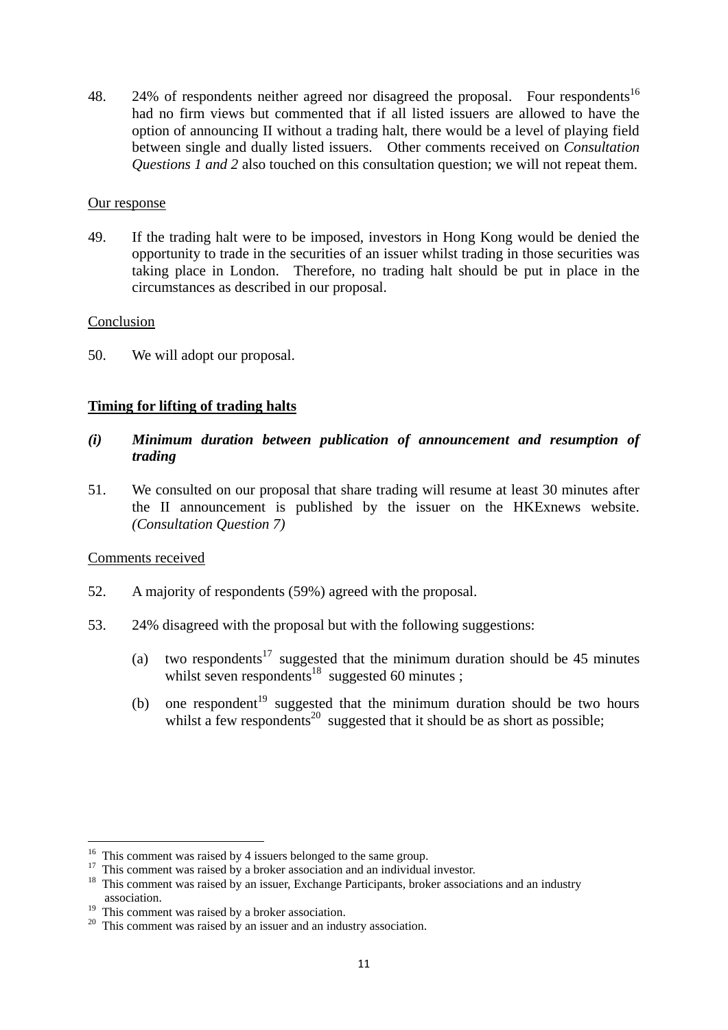48. 24% of respondents neither agreed nor disagreed the proposal. Four respondents[16] had no firm views but commented that if all listed issuers are allowed to have the option of announcing II without a trading halt, there would be a level of playing field between single and dually listed issuers. Other comments received on *Consultation Questions 1 and 2* also touched on this consultation question; we will not repeat them.

<u>Our response</u>

49. If the trading halt were to be imposed, investors in Hong Kong would be denied the opportunity to trade in the securities of an issuer whilst trading in those securities was taking place in London. Therefore, no trading halt should be put in place in the circumstances as described in our proposal.

<u>Conclusion</u>

50. We will adopt our proposal.

## Timing for lifting of trading halts

### *(i) Minimum duration between publication of announcement and resumption of trading*

51. We consulted on our proposal that share trading will resume at least 30 minutes after the II announcement is published by the issuer on the HKExnews website. *(Consultation Question 7)*

<u>Comments received</u>

52. A majority of respondents (59%) agreed with the proposal.

53. 24% disagreed with the proposal but with the following suggestions:

   (a) two respondents[17] suggested that the minimum duration should be 45 minutes whilst seven respondents[18] suggested 60 minutes ;

   (b) one respondent[19] suggested that the minimum duration should be two hours whilst a few respondents[20] suggested that it should be as short as possible;

---

[16] This comment was raised by 4 issuers belonged to the same group.

[17] This comment was raised by a broker association and an individual investor.

[18] This comment was raised by an issuer, Exchange Participants, broker associations and an industry association.

[19] This comment was raised by a broker association.

[20] This comment was raised by an issuer and an industry association.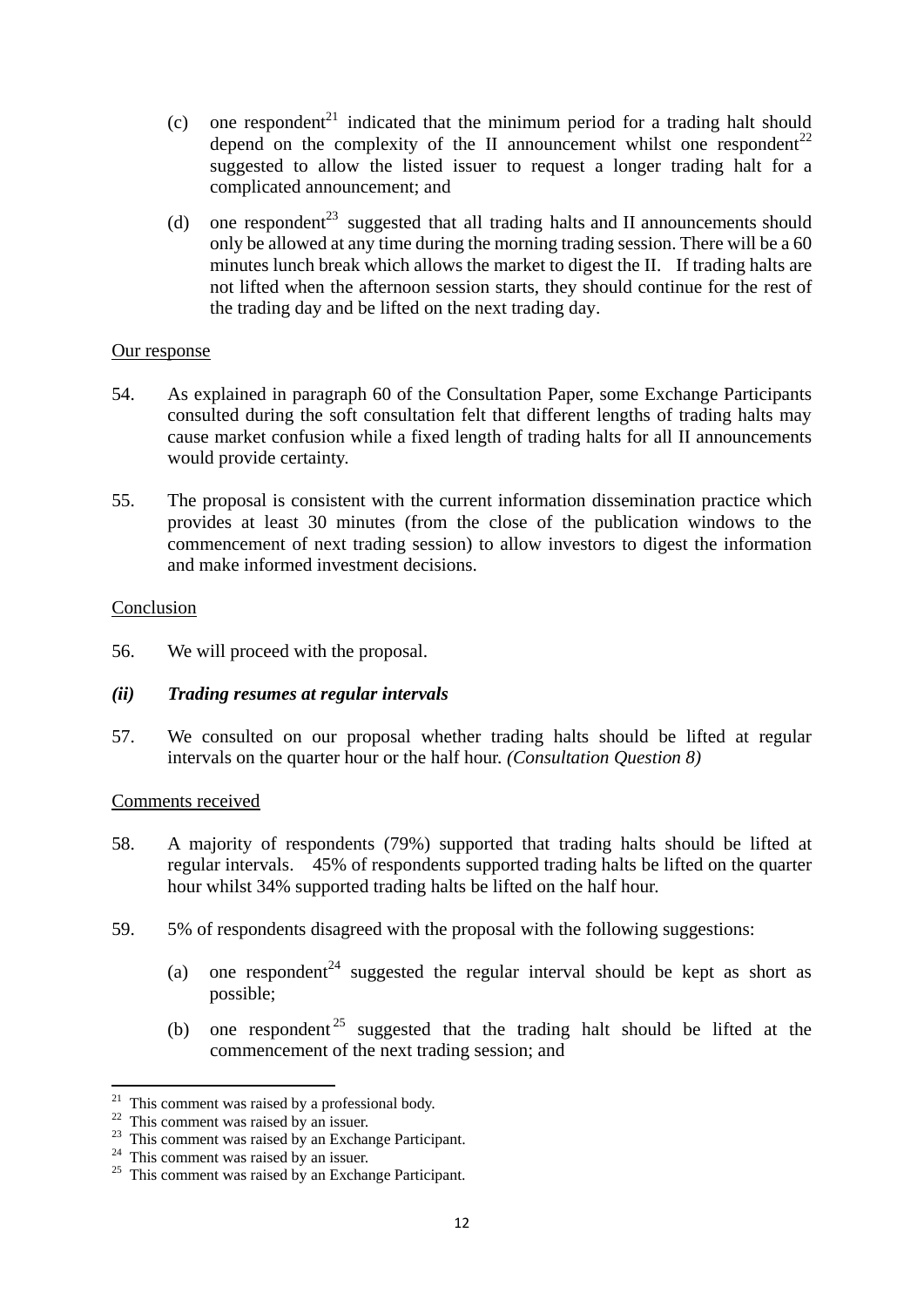(c) one respondent[21] indicated that the minimum period for a trading halt should depend on the complexity of the II announcement whilst one respondent[22] suggested to allow the listed issuer to request a longer trading halt for a complicated announcement; and

(d) one respondent[23] suggested that all trading halts and II announcements should only be allowed at any time during the morning trading session. There will be a 60 minutes lunch break which allows the market to digest the II. If trading halts are not lifted when the afternoon session starts, they should continue for the rest of the trading day and be lifted on the next trading day.

<u>Our response</u>

54. As explained in paragraph 60 of the Consultation Paper, some Exchange Participants consulted during the soft consultation felt that different lengths of trading halts may cause market confusion while a fixed length of trading halts for all II announcements would provide certainty.

55. The proposal is consistent with the current information dissemination practice which provides at least 30 minutes (from the close of the publication windows to the commencement of next trading session) to allow investors to digest the information and make informed investment decisions.

<u>Conclusion</u>

56. We will proceed with the proposal.

***(ii) Trading resumes at regular intervals***

57. We consulted on our proposal whether trading halts should be lifted at regular intervals on the quarter hour or the half hour. *(Consultation Question 8)*

<u>Comments received</u>

58. A majority of respondents (79%) supported that trading halts should be lifted at regular intervals. 45% of respondents supported trading halts be lifted on the quarter hour whilst 34% supported trading halts be lifted on the half hour.

59. 5% of respondents disagreed with the proposal with the following suggestions:

(a) one respondent[24] suggested the regular interval should be kept as short as possible;

(b) one respondent[25] suggested that the trading halt should be lifted at the commencement of the next trading session; and

---

[21] This comment was raised by a professional body.
[22] This comment was raised by an issuer.
[23] This comment was raised by an Exchange Participant.
[24] This comment was raised by an issuer.
[25] This comment was raised by an Exchange Participant.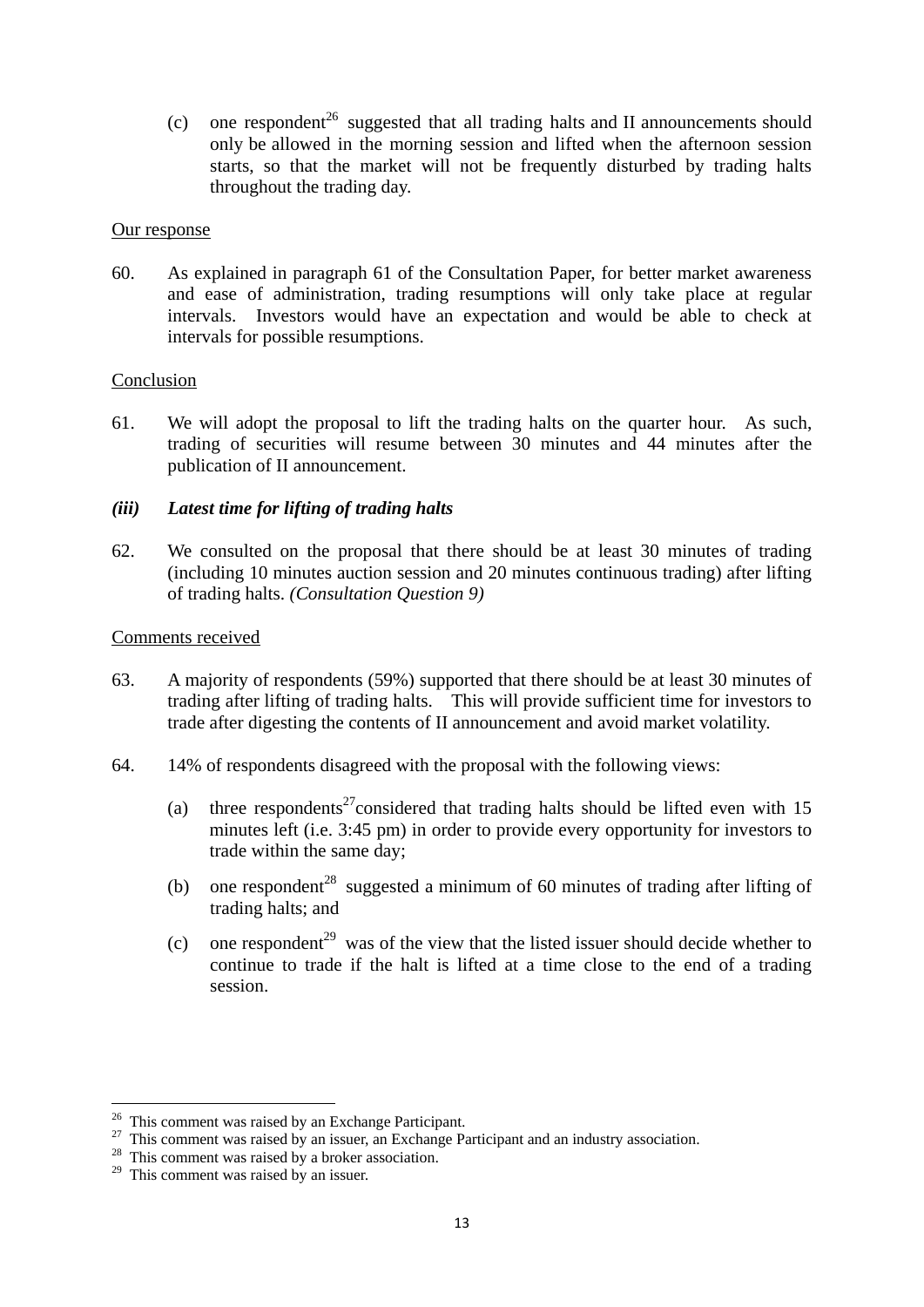(c) one respondent[26] suggested that all trading halts and II announcements should only be allowed in the morning session and lifted when the afternoon session starts, so that the market will not be frequently disturbed by trading halts throughout the trading day.

<u>Our response</u>

60. As explained in paragraph 61 of the Consultation Paper, for better market awareness and ease of administration, trading resumptions will only take place at regular intervals. Investors would have an expectation and would be able to check at intervals for possible resumptions.

<u>Conclusion</u>

61. We will adopt the proposal to lift the trading halts on the quarter hour. As such, trading of securities will resume between 30 minutes and 44 minutes after the publication of II announcement.

### *(iii) Latest time for lifting of trading halts*

62. We consulted on the proposal that there should be at least 30 minutes of trading (including 10 minutes auction session and 20 minutes continuous trading) after lifting of trading halts. *(Consultation Question 9)*

<u>Comments received</u>

63. A majority of respondents (59%) supported that there should be at least 30 minutes of trading after lifting of trading halts. This will provide sufficient time for investors to trade after digesting the contents of II announcement and avoid market volatility.

64. 14% of respondents disagreed with the proposal with the following views:

(a) three respondents[27] considered that trading halts should be lifted even with 15 minutes left (i.e. 3:45 pm) in order to provide every opportunity for investors to trade within the same day;

(b) one respondent[28] suggested a minimum of 60 minutes of trading after lifting of trading halts; and

(c) one respondent[29] was of the view that the listed issuer should decide whether to continue to trade if the halt is lifted at a time close to the end of a trading session.

---

[26] This comment was raised by an Exchange Participant.
[27] This comment was raised by an issuer, an Exchange Participant and an industry association.
[28] This comment was raised by a broker association.
[29] This comment was raised by an issuer.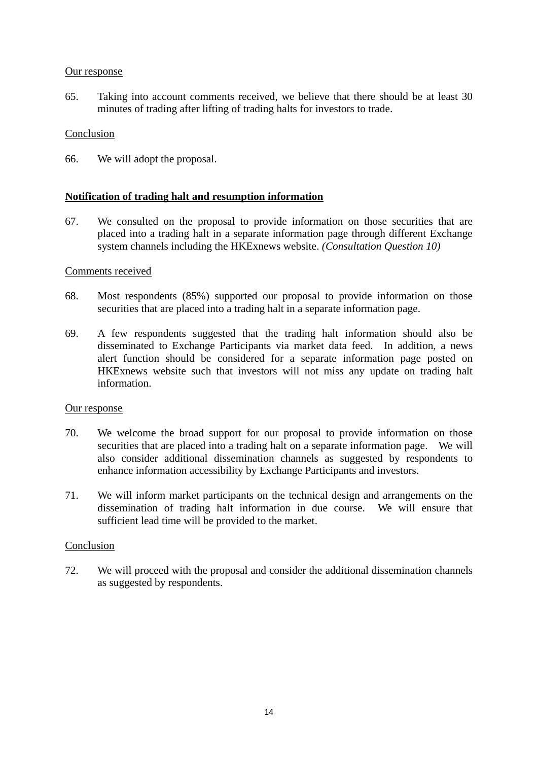Our response

65. Taking into account comments received, we believe that there should be at least 30 minutes of trading after lifting of trading halts for investors to trade.

Conclusion

66. We will adopt the proposal.

**Notification of trading halt and resumption information**

67. We consulted on the proposal to provide information on those securities that are placed into a trading halt in a separate information page through different Exchange system channels including the HKExnews website. *(Consultation Question 10)*

Comments received

68. Most respondents (85%) supported our proposal to provide information on those securities that are placed into a trading halt in a separate information page.

69. A few respondents suggested that the trading halt information should also be disseminated to Exchange Participants via market data feed. In addition, a news alert function should be considered for a separate information page posted on HKExnews website such that investors will not miss any update on trading halt information.

Our response

70. We welcome the broad support for our proposal to provide information on those securities that are placed into a trading halt on a separate information page. We will also consider additional dissemination channels as suggested by respondents to enhance information accessibility by Exchange Participants and investors.

71. We will inform market participants on the technical design and arrangements on the dissemination of trading halt information in due course. We will ensure that sufficient lead time will be provided to the market.

Conclusion

72. We will proceed with the proposal and consider the additional dissemination channels as suggested by respondents.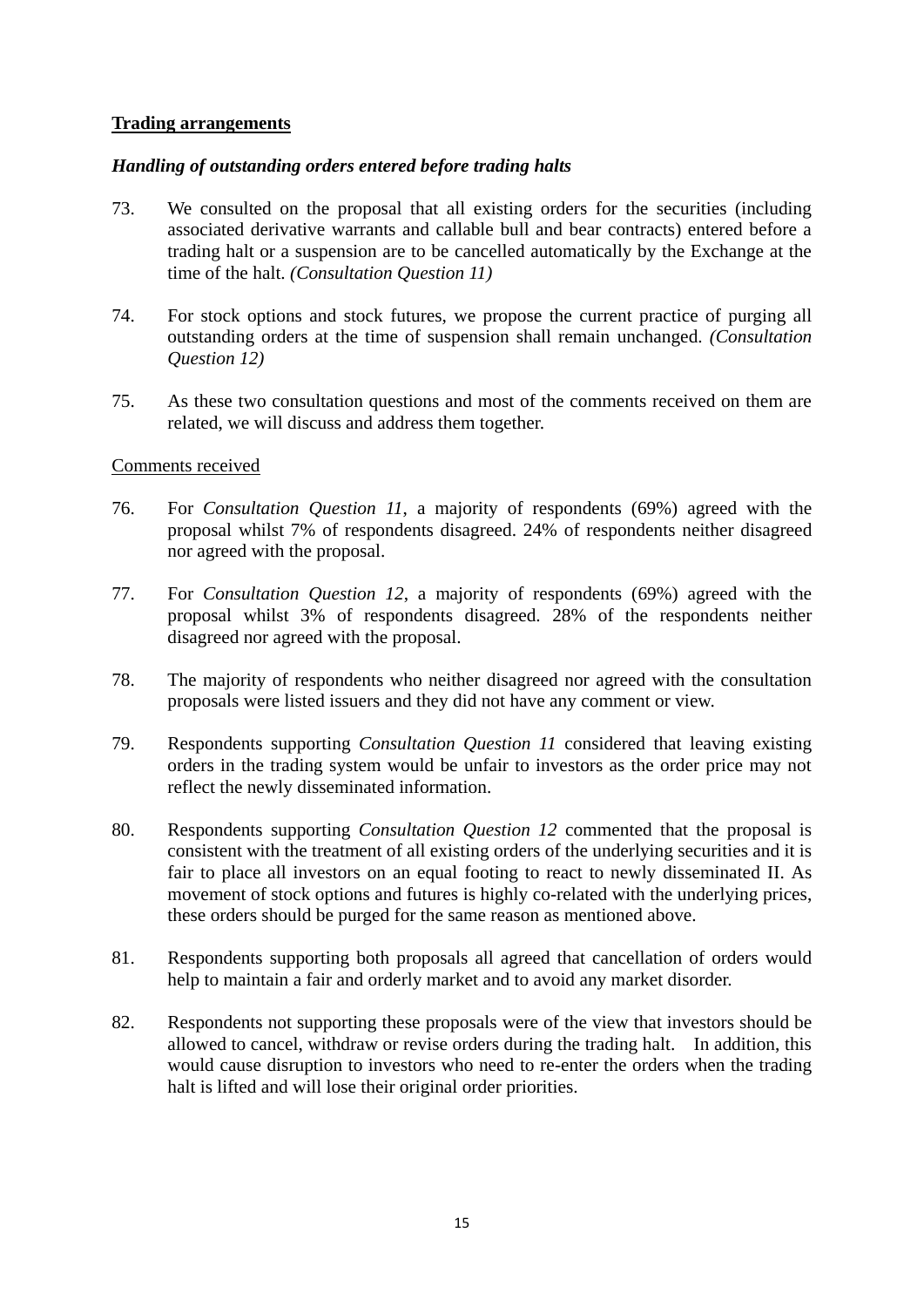**Trading arrangements**

***Handling of outstanding orders entered before trading halts***

73. We consulted on the proposal that all existing orders for the securities (including associated derivative warrants and callable bull and bear contracts) entered before a trading halt or a suspension are to be cancelled automatically by the Exchange at the time of the halt. *(Consultation Question 11)*

74. For stock options and stock futures, we propose the current practice of purging all outstanding orders at the time of suspension shall remain unchanged. *(Consultation Question 12)*

75. As these two consultation questions and most of the comments received on them are related, we will discuss and address them together.

Comments received

76. For *Consultation Question 11*, a majority of respondents (69%) agreed with the proposal whilst 7% of respondents disagreed. 24% of respondents neither disagreed nor agreed with the proposal.

77. For *Consultation Question 12*, a majority of respondents (69%) agreed with the proposal whilst 3% of respondents disagreed. 28% of the respondents neither disagreed nor agreed with the proposal.

78. The majority of respondents who neither disagreed nor agreed with the consultation proposals were listed issuers and they did not have any comment or view.

79. Respondents supporting *Consultation Question 11* considered that leaving existing orders in the trading system would be unfair to investors as the order price may not reflect the newly disseminated information.

80. Respondents supporting *Consultation Question 12* commented that the proposal is consistent with the treatment of all existing orders of the underlying securities and it is fair to place all investors on an equal footing to react to newly disseminated II. As movement of stock options and futures is highly co-related with the underlying prices, these orders should be purged for the same reason as mentioned above.

81. Respondents supporting both proposals all agreed that cancellation of orders would help to maintain a fair and orderly market and to avoid any market disorder.

82. Respondents not supporting these proposals were of the view that investors should be allowed to cancel, withdraw or revise orders during the trading halt. In addition, this would cause disruption to investors who need to re-enter the orders when the trading halt is lifted and will lose their original order priorities.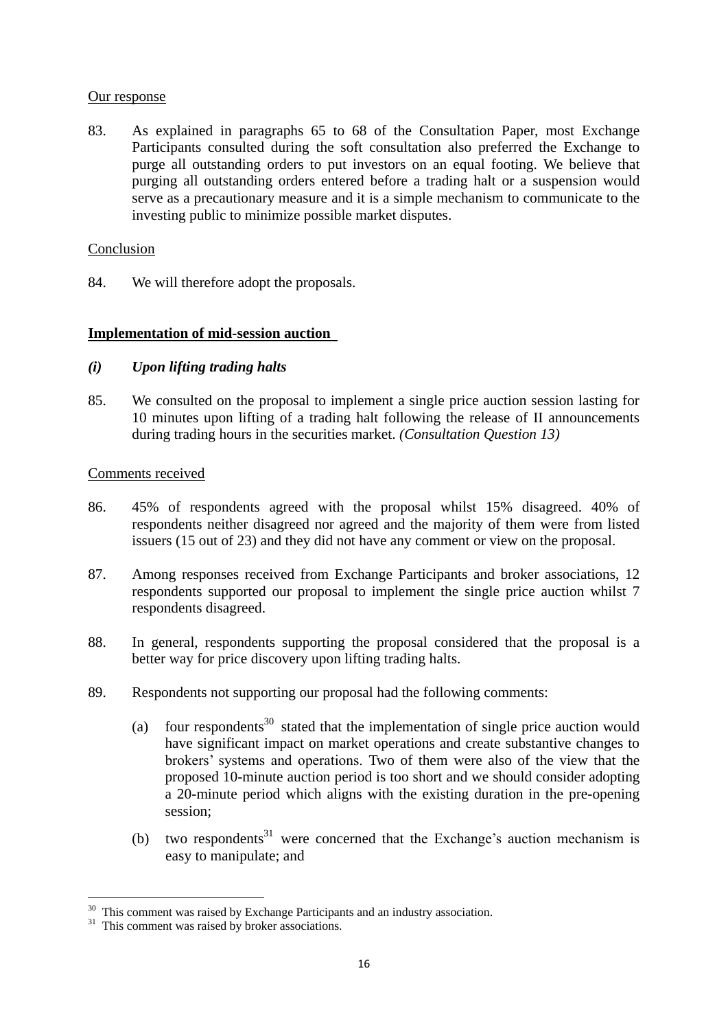Our response

83. As explained in paragraphs 65 to 68 of the Consultation Paper, most Exchange Participants consulted during the soft consultation also preferred the Exchange to purge all outstanding orders to put investors on an equal footing. We believe that purging all outstanding orders entered before a trading halt or a suspension would serve as a precautionary measure and it is a simple mechanism to communicate to the investing public to minimize possible market disputes.

Conclusion

84. We will therefore adopt the proposals.

**Implementation of mid-session auction**

***(i) Upon lifting trading halts***

85. We consulted on the proposal to implement a single price auction session lasting for 10 minutes upon lifting of a trading halt following the release of II announcements during trading hours in the securities market. *(Consultation Question 13)*

Comments received

86. 45% of respondents agreed with the proposal whilst 15% disagreed. 40% of respondents neither disagreed nor agreed and the majority of them were from listed issuers (15 out of 23) and they did not have any comment or view on the proposal.

87. Among responses received from Exchange Participants and broker associations, 12 respondents supported our proposal to implement the single price auction whilst 7 respondents disagreed.

88. In general, respondents supporting the proposal considered that the proposal is a better way for price discovery upon lifting trading halts.

89. Respondents not supporting our proposal had the following comments:

   (a) four respondents[30] stated that the implementation of single price auction would have significant impact on market operations and create substantive changes to brokers' systems and operations. Two of them were also of the view that the proposed 10-minute auction period is too short and we should consider adopting a 20-minute period which aligns with the existing duration in the pre-opening session;

   (b) two respondents[31] were concerned that the Exchange's auction mechanism is easy to manipulate; and

---

[30] This comment was raised by Exchange Participants and an industry association.

[31] This comment was raised by broker associations.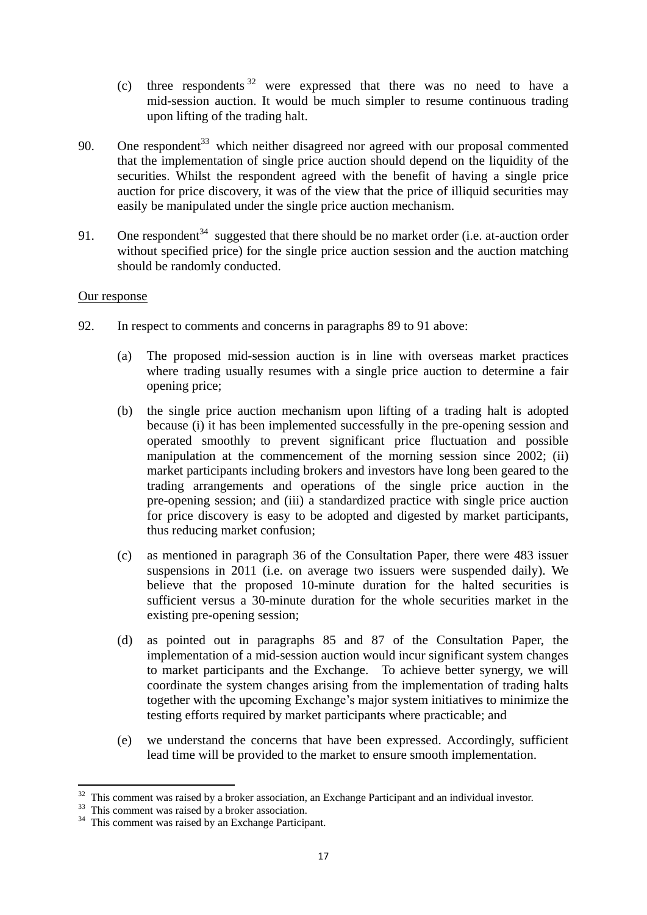(c) three respondents[32] were expressed that there was no need to have a mid-session auction. It would be much simpler to resume continuous trading upon lifting of the trading halt.

90. One respondent[33] which neither disagreed nor agreed with our proposal commented that the implementation of single price auction should depend on the liquidity of the securities. Whilst the respondent agreed with the benefit of having a single price auction for price discovery, it was of the view that the price of illiquid securities may easily be manipulated under the single price auction mechanism.

91. One respondent[34] suggested that there should be no market order (i.e. at-auction order without specified price) for the single price auction session and the auction matching should be randomly conducted.

Our response

92. In respect to comments and concerns in paragraphs 89 to 91 above:

(a) The proposed mid-session auction is in line with overseas market practices where trading usually resumes with a single price auction to determine a fair opening price;

(b) the single price auction mechanism upon lifting of a trading halt is adopted because (i) it has been implemented successfully in the pre-opening session and operated smoothly to prevent significant price fluctuation and possible manipulation at the commencement of the morning session since 2002; (ii) market participants including brokers and investors have long been geared to the trading arrangements and operations of the single price auction in the pre-opening session; and (iii) a standardized practice with single price auction for price discovery is easy to be adopted and digested by market participants, thus reducing market confusion;

(c) as mentioned in paragraph 36 of the Consultation Paper, there were 483 issuer suspensions in 2011 (i.e. on average two issuers were suspended daily). We believe that the proposed 10-minute duration for the halted securities is sufficient versus a 30-minute duration for the whole securities market in the existing pre-opening session;

(d) as pointed out in paragraphs 85 and 87 of the Consultation Paper, the implementation of a mid-session auction would incur significant system changes to market participants and the Exchange. To achieve better synergy, we will coordinate the system changes arising from the implementation of trading halts together with the upcoming Exchange's major system initiatives to minimize the testing efforts required by market participants where practicable; and

(e) we understand the concerns that have been expressed. Accordingly, sufficient lead time will be provided to the market to ensure smooth implementation.

---

[32] This comment was raised by a broker association, an Exchange Participant and an individual investor.

[33] This comment was raised by a broker association.

[34] This comment was raised by an Exchange Participant.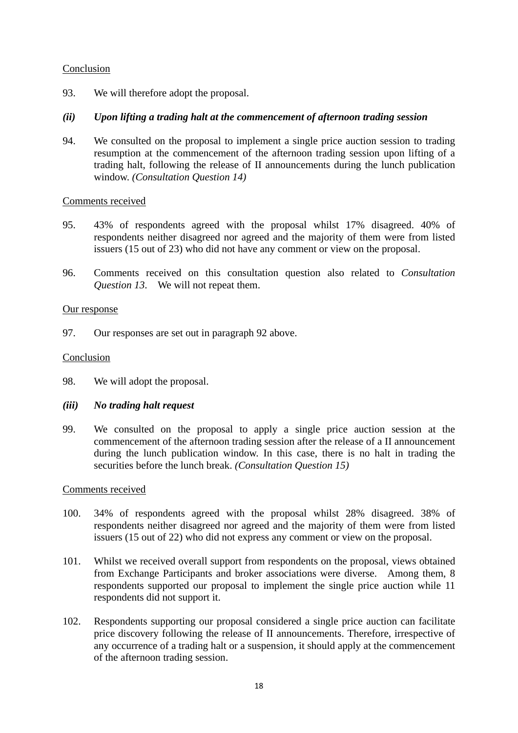Conclusion

93. We will therefore adopt the proposal.

***(ii) Upon lifting a trading halt at the commencement of afternoon trading session***

94. We consulted on the proposal to implement a single price auction session to trading resumption at the commencement of the afternoon trading session upon lifting of a trading halt, following the release of II announcements during the lunch publication window. *(Consultation Question 14)*

Comments received

95. 43% of respondents agreed with the proposal whilst 17% disagreed. 40% of respondents neither disagreed nor agreed and the majority of them were from listed issuers (15 out of 23) who did not have any comment or view on the proposal.

96. Comments received on this consultation question also related to *Consultation Question 13*. We will not repeat them.

Our response

97. Our responses are set out in paragraph 92 above.

Conclusion

98. We will adopt the proposal.

***(iii) No trading halt request***

99. We consulted on the proposal to apply a single price auction session at the commencement of the afternoon trading session after the release of a II announcement during the lunch publication window. In this case, there is no halt in trading the securities before the lunch break. *(Consultation Question 15)*

Comments received

100. 34% of respondents agreed with the proposal whilst 28% disagreed. 38% of respondents neither disagreed nor agreed and the majority of them were from listed issuers (15 out of 22) who did not express any comment or view on the proposal.

101. Whilst we received overall support from respondents on the proposal, views obtained from Exchange Participants and broker associations were diverse. Among them, 8 respondents supported our proposal to implement the single price auction while 11 respondents did not support it.

102. Respondents supporting our proposal considered a single price auction can facilitate price discovery following the release of II announcements. Therefore, irrespective of any occurrence of a trading halt or a suspension, it should apply at the commencement of the afternoon trading session.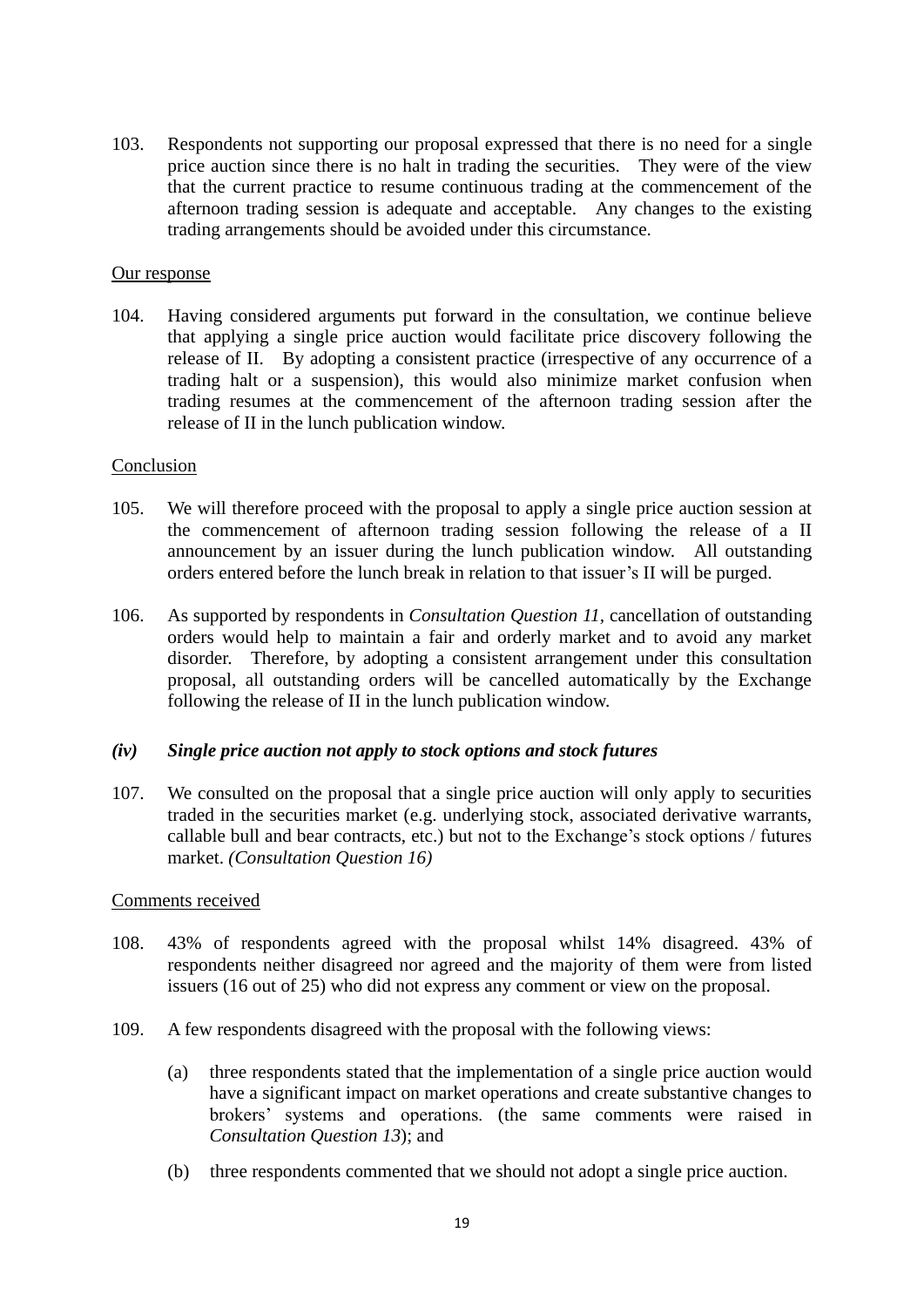103. Respondents not supporting our proposal expressed that there is no need for a single price auction since there is no halt in trading the securities. They were of the view that the current practice to resume continuous trading at the commencement of the afternoon trading session is adequate and acceptable. Any changes to the existing trading arrangements should be avoided under this circumstance.

Our response

104. Having considered arguments put forward in the consultation, we continue believe that applying a single price auction would facilitate price discovery following the release of II. By adopting a consistent practice (irrespective of any occurrence of a trading halt or a suspension), this would also minimize market confusion when trading resumes at the commencement of the afternoon trading session after the release of II in the lunch publication window.

Conclusion

105. We will therefore proceed with the proposal to apply a single price auction session at the commencement of afternoon trading session following the release of a II announcement by an issuer during the lunch publication window. All outstanding orders entered before the lunch break in relation to that issuer's II will be purged.

106. As supported by respondents in *Consultation Question 11*, cancellation of outstanding orders would help to maintain a fair and orderly market and to avoid any market disorder. Therefore, by adopting a consistent arrangement under this consultation proposal, all outstanding orders will be cancelled automatically by the Exchange following the release of II in the lunch publication window.

### *(iv) Single price auction not apply to stock options and stock futures*

107. We consulted on the proposal that a single price auction will only apply to securities traded in the securities market (e.g. underlying stock, associated derivative warrants, callable bull and bear contracts, etc.) but not to the Exchange's stock options / futures market. *(Consultation Question 16)*

Comments received

108. 43% of respondents agreed with the proposal whilst 14% disagreed. 43% of respondents neither disagreed nor agreed and the majority of them were from listed issuers (16 out of 25) who did not express any comment or view on the proposal.

109. A few respondents disagreed with the proposal with the following views:

   (a) three respondents stated that the implementation of a single price auction would have a significant impact on market operations and create substantive changes to brokers' systems and operations. (the same comments were raised in *Consultation Question 13*); and

   (b) three respondents commented that we should not adopt a single price auction.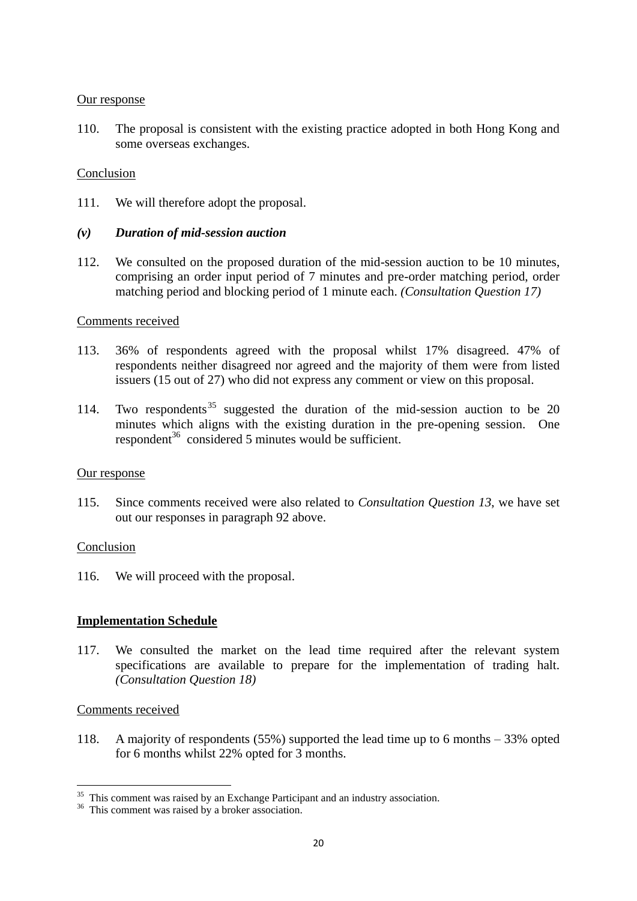Our response

110. The proposal is consistent with the existing practice adopted in both Hong Kong and some overseas exchanges.

Conclusion

111. We will therefore adopt the proposal.

### *(v) Duration of mid-session auction*

112. We consulted on the proposed duration of the mid-session auction to be 10 minutes, comprising an order input period of 7 minutes and pre-order matching period, order matching period and blocking period of 1 minute each. *(Consultation Question 17)*

Comments received

113. 36% of respondents agreed with the proposal whilst 17% disagreed. 47% of respondents neither disagreed nor agreed and the majority of them were from listed issuers (15 out of 27) who did not express any comment or view on this proposal.

114. Two respondents[35] suggested the duration of the mid-session auction to be 20 minutes which aligns with the existing duration in the pre-opening session. One respondent[36] considered 5 minutes would be sufficient.

Our response

115. Since comments received were also related to *Consultation Question 13*, we have set out our responses in paragraph 92 above.

Conclusion

116. We will proceed with the proposal.

## **Implementation Schedule**

117. We consulted the market on the lead time required after the relevant system specifications are available to prepare for the implementation of trading halt. *(Consultation Question 18)*

Comments received

118. A majority of respondents (55%) supported the lead time up to 6 months – 33% opted for 6 months whilst 22% opted for 3 months.

[35] This comment was raised by an Exchange Participant and an industry association.

[36] This comment was raised by a broker association.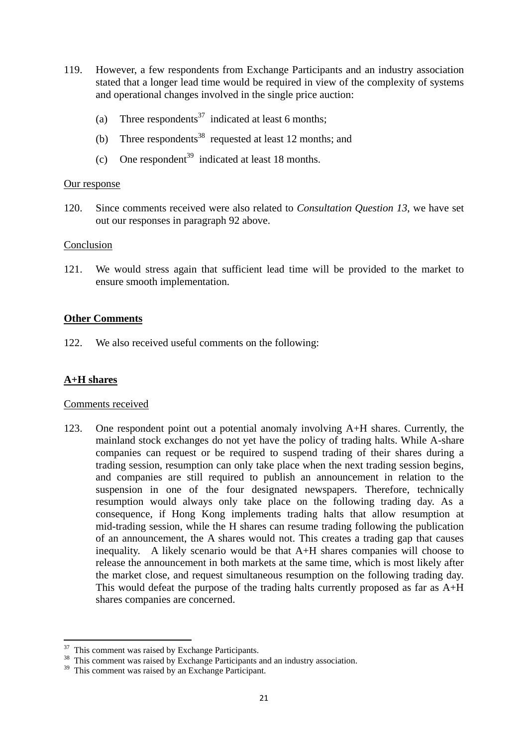119. However, a few respondents from Exchange Participants and an industry association stated that a longer lead time would be required in view of the complexity of systems and operational changes involved in the single price auction:

   (a) Three respondents[37] indicated at least 6 months;

   (b) Three respondents[38] requested at least 12 months; and

   (c) One respondent[39] indicated at least 18 months.

<u>Our response</u>

120. Since comments received were also related to *Consultation Question 13*, we have set out our responses in paragraph 92 above.

<u>Conclusion</u>

121. We would stress again that sufficient lead time will be provided to the market to ensure smooth implementation.

**<u>Other Comments</u>**

122. We also received useful comments on the following:

**<u>A+H shares</u>**

<u>Comments received</u>

123. One respondent point out a potential anomaly involving A+H shares. Currently, the mainland stock exchanges do not yet have the policy of trading halts. While A-share companies can request or be required to suspend trading of their shares during a trading session, resumption can only take place when the next trading session begins, and companies are still required to publish an announcement in relation to the suspension in one of the four designated newspapers. Therefore, technically resumption would always only take place on the following trading day. As a consequence, if Hong Kong implements trading halts that allow resumption at mid-trading session, while the H shares can resume trading following the publication of an announcement, the A shares would not. This creates a trading gap that causes inequality. A likely scenario would be that A+H shares companies will choose to release the announcement in both markets at the same time, which is most likely after the market close, and request simultaneous resumption on the following trading day. This would defeat the purpose of the trading halts currently proposed as far as A+H shares companies are concerned.

---

[37] This comment was raised by Exchange Participants.

[38] This comment was raised by Exchange Participants and an industry association.

[39] This comment was raised by an Exchange Participant.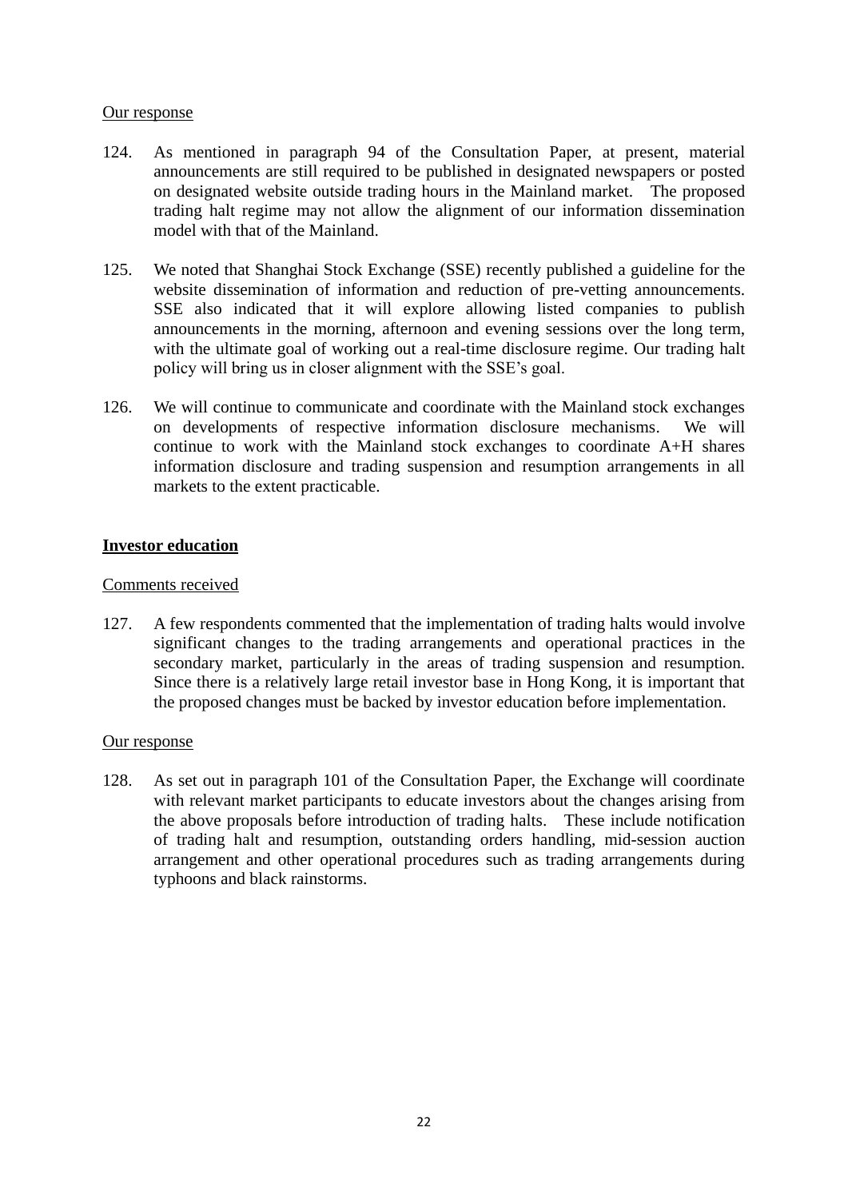Our response

124. As mentioned in paragraph 94 of the Consultation Paper, at present, material announcements are still required to be published in designated newspapers or posted on designated website outside trading hours in the Mainland market. The proposed trading halt regime may not allow the alignment of our information dissemination model with that of the Mainland.

125. We noted that Shanghai Stock Exchange (SSE) recently published a guideline for the website dissemination of information and reduction of pre-vetting announcements. SSE also indicated that it will explore allowing listed companies to publish announcements in the morning, afternoon and evening sessions over the long term, with the ultimate goal of working out a real-time disclosure regime. Our trading halt policy will bring us in closer alignment with the SSE's goal.

126. We will continue to communicate and coordinate with the Mainland stock exchanges on developments of respective information disclosure mechanisms. We will continue to work with the Mainland stock exchanges to coordinate A+H shares information disclosure and trading suspension and resumption arrangements in all markets to the extent practicable.

**Investor education**

Comments received

127. A few respondents commented that the implementation of trading halts would involve significant changes to the trading arrangements and operational practices in the secondary market, particularly in the areas of trading suspension and resumption. Since there is a relatively large retail investor base in Hong Kong, it is important that the proposed changes must be backed by investor education before implementation.

Our response

128. As set out in paragraph 101 of the Consultation Paper, the Exchange will coordinate with relevant market participants to educate investors about the changes arising from the above proposals before introduction of trading halts. These include notification of trading halt and resumption, outstanding orders handling, mid-session auction arrangement and other operational procedures such as trading arrangements during typhoons and black rainstorms.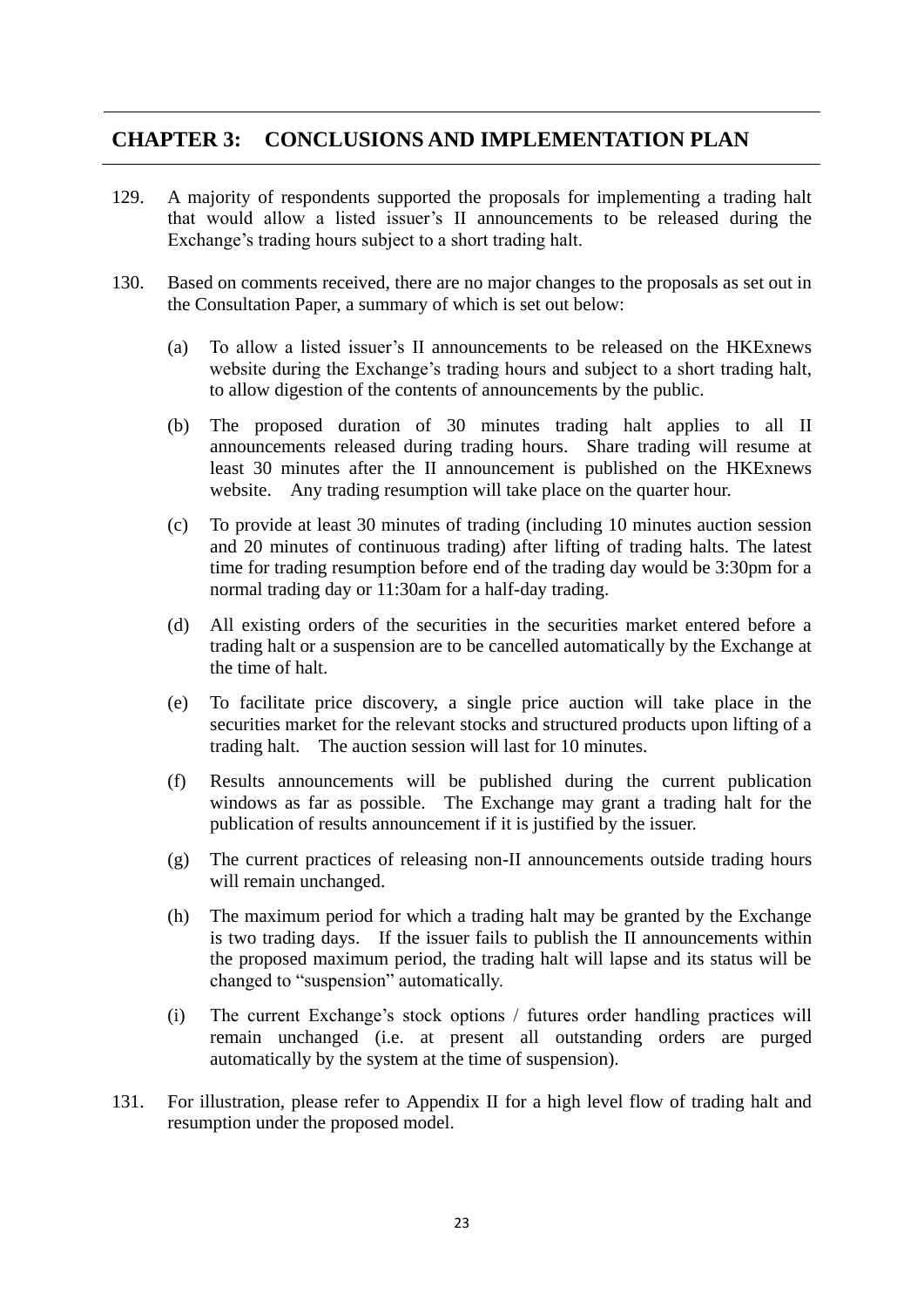# CHAPTER 3: CONCLUSIONS AND IMPLEMENTATION PLAN

129. A majority of respondents supported the proposals for implementing a trading halt that would allow a listed issuer's II announcements to be released during the Exchange's trading hours subject to a short trading halt.

130. Based on comments received, there are no major changes to the proposals as set out in the Consultation Paper, a summary of which is set out below:

   (a) To allow a listed issuer's II announcements to be released on the HKExnews website during the Exchange's trading hours and subject to a short trading halt, to allow digestion of the contents of announcements by the public.

   (b) The proposed duration of 30 minutes trading halt applies to all II announcements released during trading hours. Share trading will resume at least 30 minutes after the II announcement is published on the HKExnews website. Any trading resumption will take place on the quarter hour.

   (c) To provide at least 30 minutes of trading (including 10 minutes auction session and 20 minutes of continuous trading) after lifting of trading halts. The latest time for trading resumption before end of the trading day would be 3:30pm for a normal trading day or 11:30am for a half-day trading.

   (d) All existing orders of the securities in the securities market entered before a trading halt or a suspension are to be cancelled automatically by the Exchange at the time of halt.

   (e) To facilitate price discovery, a single price auction will take place in the securities market for the relevant stocks and structured products upon lifting of a trading halt. The auction session will last for 10 minutes.

   (f) Results announcements will be published during the current publication windows as far as possible. The Exchange may grant a trading halt for the publication of results announcement if it is justified by the issuer.

   (g) The current practices of releasing non-II announcements outside trading hours will remain unchanged.

   (h) The maximum period for which a trading halt may be granted by the Exchange is two trading days. If the issuer fails to publish the II announcements within the proposed maximum period, the trading halt will lapse and its status will be changed to "suspension" automatically.

   (i) The current Exchange's stock options / futures order handling practices will remain unchanged (i.e. at present all outstanding orders are purged automatically by the system at the time of suspension).

131. For illustration, please refer to Appendix II for a high level flow of trading halt and resumption under the proposed model.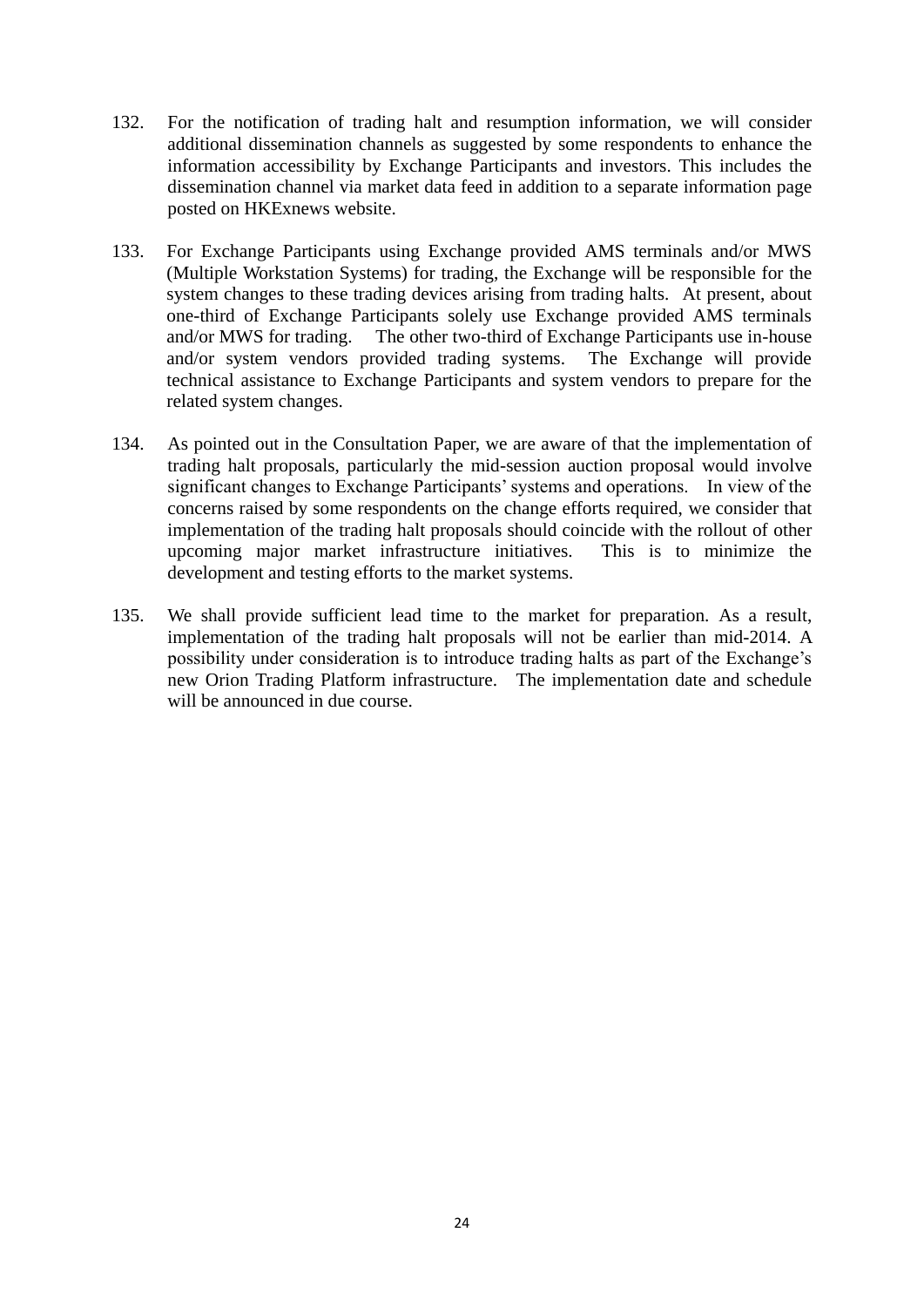132. For the notification of trading halt and resumption information, we will consider additional dissemination channels as suggested by some respondents to enhance the information accessibility by Exchange Participants and investors. This includes the dissemination channel via market data feed in addition to a separate information page posted on HKExnews website.

133. For Exchange Participants using Exchange provided AMS terminals and/or MWS (Multiple Workstation Systems) for trading, the Exchange will be responsible for the system changes to these trading devices arising from trading halts. At present, about one-third of Exchange Participants solely use Exchange provided AMS terminals and/or MWS for trading. The other two-third of Exchange Participants use in-house and/or system vendors provided trading systems. The Exchange will provide technical assistance to Exchange Participants and system vendors to prepare for the related system changes.

134. As pointed out in the Consultation Paper, we are aware of that the implementation of trading halt proposals, particularly the mid-session auction proposal would involve significant changes to Exchange Participants' systems and operations. In view of the concerns raised by some respondents on the change efforts required, we consider that implementation of the trading halt proposals should coincide with the rollout of other upcoming major market infrastructure initiatives. This is to minimize the development and testing efforts to the market systems.

135. We shall provide sufficient lead time to the market for preparation. As a result, implementation of the trading halt proposals will not be earlier than mid-2014. A possibility under consideration is to introduce trading halts as part of the Exchange's new Orion Trading Platform infrastructure. The implementation date and schedule will be announced in due course.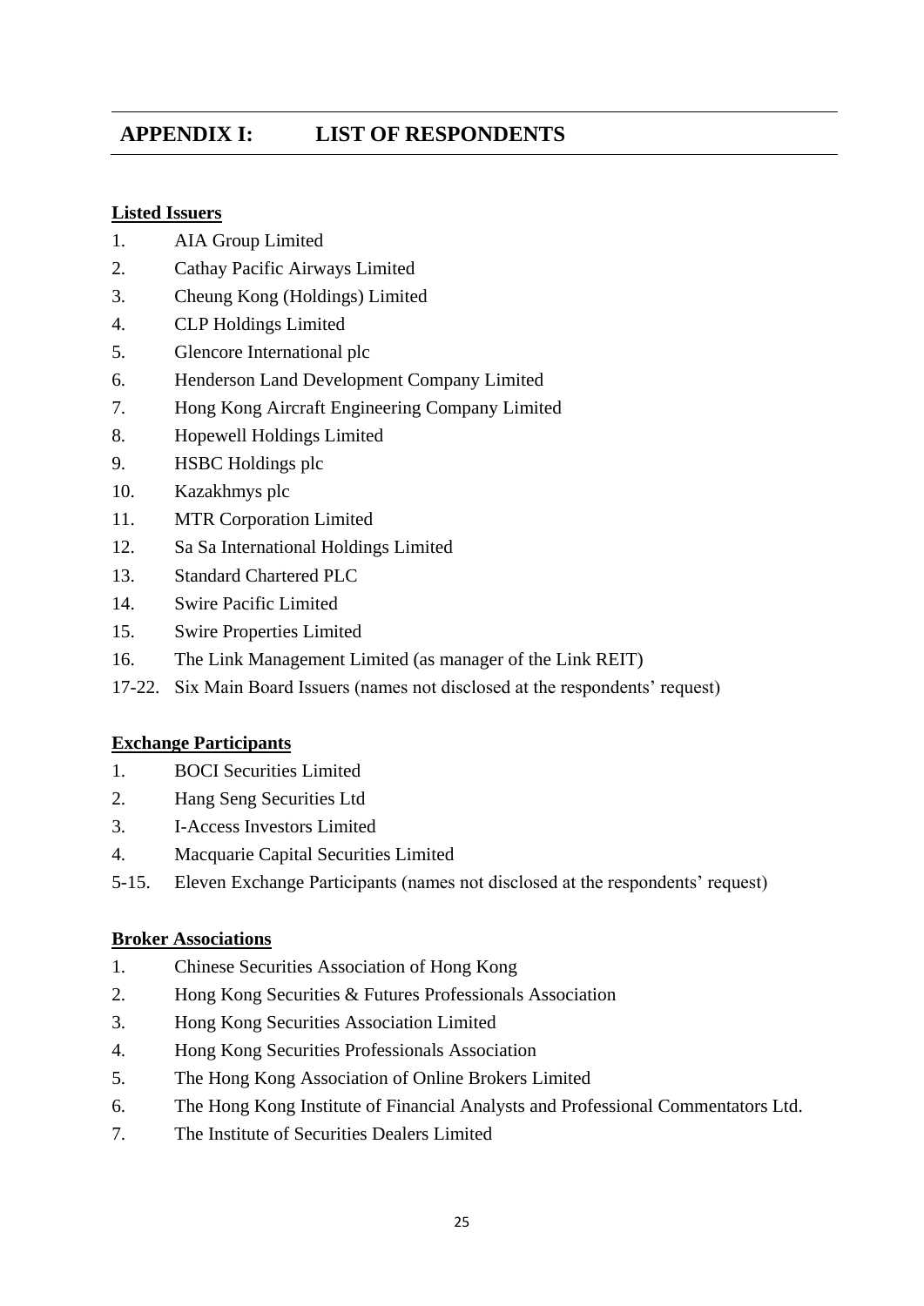# APPENDIX I: LIST OF RESPONDENTS

**Listed Issuers**

1. AIA Group Limited
2. Cathay Pacific Airways Limited
3. Cheung Kong (Holdings) Limited
4. CLP Holdings Limited
5. Glencore International plc
6. Henderson Land Development Company Limited
7. Hong Kong Aircraft Engineering Company Limited
8. Hopewell Holdings Limited
9. HSBC Holdings plc
10. Kazakhmys plc
11. MTR Corporation Limited
12. Sa Sa International Holdings Limited
13. Standard Chartered PLC
14. Swire Pacific Limited
15. Swire Properties Limited
16. The Link Management Limited (as manager of the Link REIT)

17-22. Six Main Board Issuers (names not disclosed at the respondents' request)

**Exchange Participants**

1. BOCI Securities Limited
2. Hang Seng Securities Ltd
3. I-Access Investors Limited
4. Macquarie Capital Securities Limited

5-15. Eleven Exchange Participants (names not disclosed at the respondents' request)

**Broker Associations**

1. Chinese Securities Association of Hong Kong
2. Hong Kong Securities & Futures Professionals Association
3. Hong Kong Securities Association Limited
4. Hong Kong Securities Professionals Association
5. The Hong Kong Association of Online Brokers Limited
6. The Hong Kong Institute of Financial Analysts and Professional Commentators Ltd.
7. The Institute of Securities Dealers Limited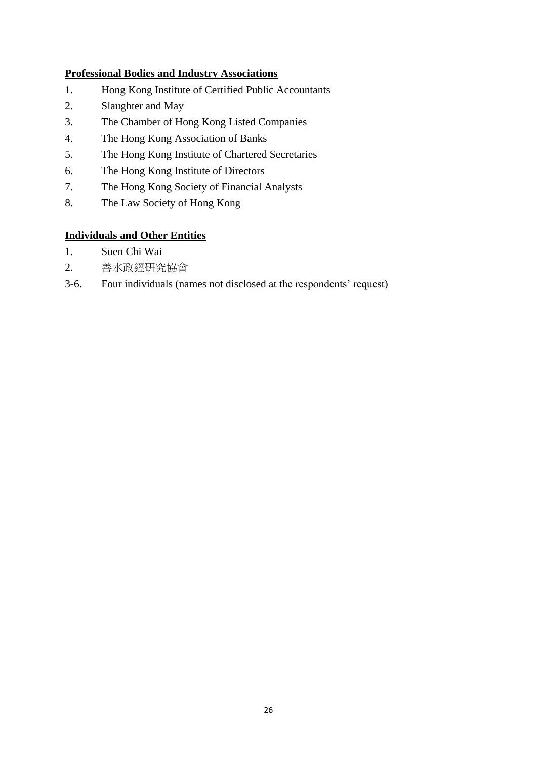**Professional Bodies and Industry Associations**

1. Hong Kong Institute of Certified Public Accountants
2. Slaughter and May
3. The Chamber of Hong Kong Listed Companies
4. The Hong Kong Association of Banks
5. The Hong Kong Institute of Chartered Secretaries
6. The Hong Kong Institute of Directors
7. The Hong Kong Society of Financial Analysts
8. The Law Society of Hong Kong

**Individuals and Other Entities**

1. Suen Chi Wai
2. 善水政經研究協會

3-6. Four individuals (names not disclosed at the respondents' request)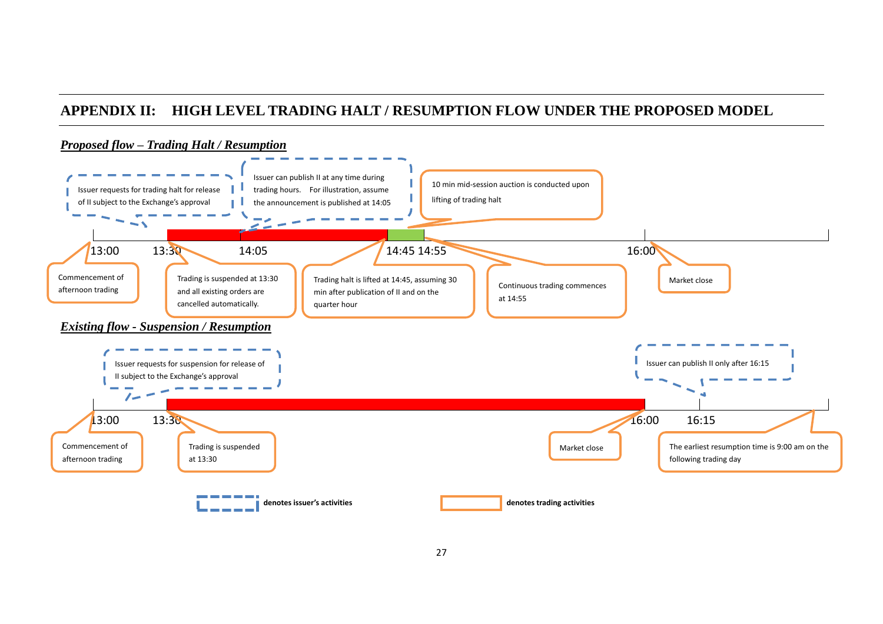# APPENDIX II: HIGH LEVEL TRADING HALT / RESUMPTION FLOW UNDER THE PROPOSED MODEL

***Proposed flow – Trading Halt / Resumption***

Issuer requests for trading halt for release of II subject to the Exchange's approval

Issuer can publish II at any time during trading hours. For illustration, assume the announcement is published at 14:05

10 min mid-session auction is conducted upon lifting of trading halt

13:00

13:30

14:05

14:45 14:55

16:00

Commencement of afternoon trading

Trading is suspended at 13:30 and all existing orders are cancelled automatically.

Trading halt is lifted at 14:45, assuming 30 min after publication of II and on the quarter hour

Continuous trading commences at 14:55

Market close

***Existing flow - Suspension / Resumption***

Issuer requests for suspension for release of II subject to the Exchange's approval

Issuer can publish II only after 16:15

13:00

13:30

16:00

16:15

Commencement of afternoon trading

Trading is suspended at 13:30

Market close

The earliest resumption time is 9:00 am on the following trading day

**denotes issuer's activities**

**denotes trading activities**